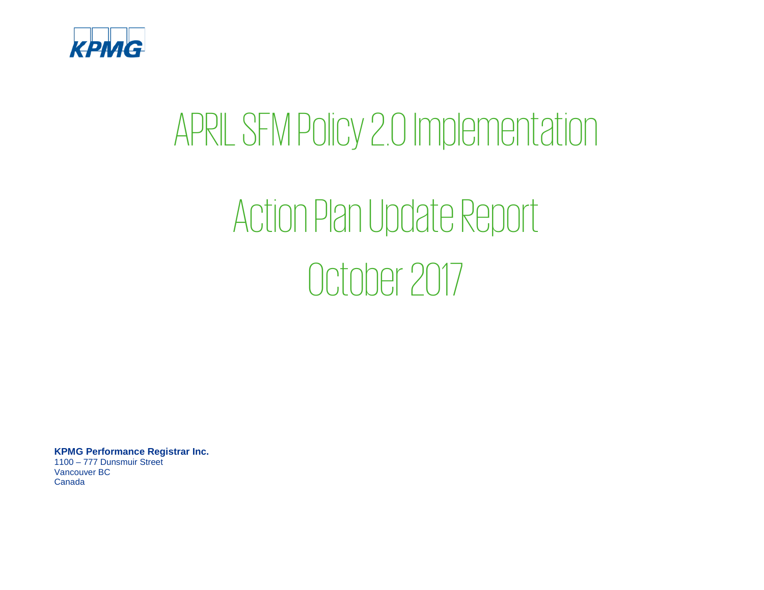KPMG

# APRIL SFM Policy 2.0 Implementation

# Action Plan Update Report

# October 2017

**KPMG Performance Registrar Inc.**
1100 – 777 Dunsmuir Street
Vancouver BC
Canada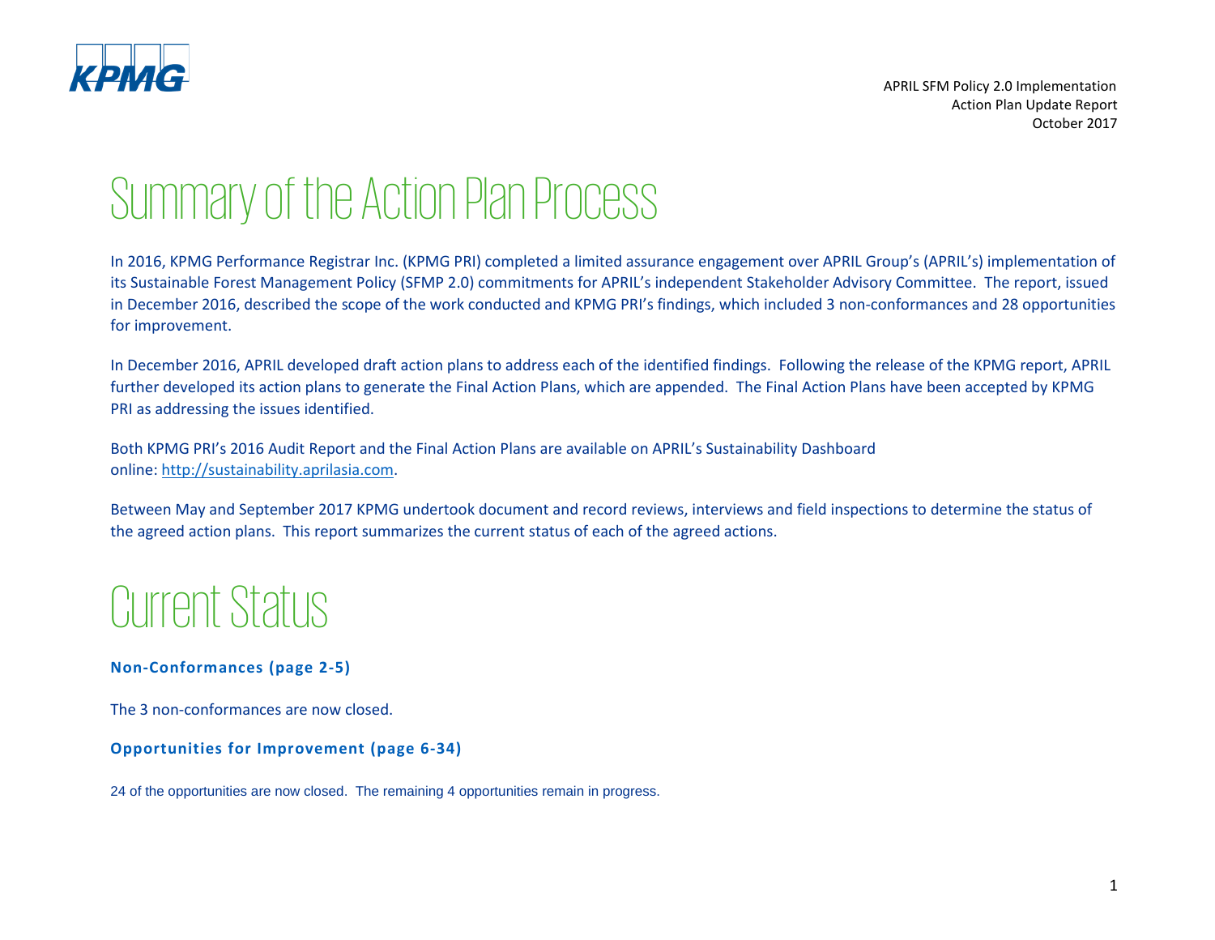# Summary of the Action Plan Process

In 2016, KPMG Performance Registrar Inc. (KPMG PRI) completed a limited assurance engagement over APRIL Group's (APRIL's) implementation of its Sustainable Forest Management Policy (SFMP 2.0) commitments for APRIL's independent Stakeholder Advisory Committee. The report, issued in December 2016, described the scope of the work conducted and KPMG PRI's findings, which included 3 non-conformances and 28 opportunities for improvement.

In December 2016, APRIL developed draft action plans to address each of the identified findings. Following the release of the KPMG report, APRIL further developed its action plans to generate the Final Action Plans, which are appended. The Final Action Plans have been accepted by KPMG PRI as addressing the issues identified.

Both KPMG PRI's 2016 Audit Report and the Final Action Plans are available on APRIL's Sustainability Dashboard online: http://sustainability.aprilasia.com.

Between May and September 2017 KPMG undertook document and record reviews, interviews and field inspections to determine the status of the agreed action plans. This report summarizes the current status of each of the agreed actions.

# Current Status

**Non-Conformances (page 2-5)**

The 3 non-conformances are now closed.

**Opportunities for Improvement (page 6-34)**

24 of the opportunities are now closed. The remaining 4 opportunities remain in progress.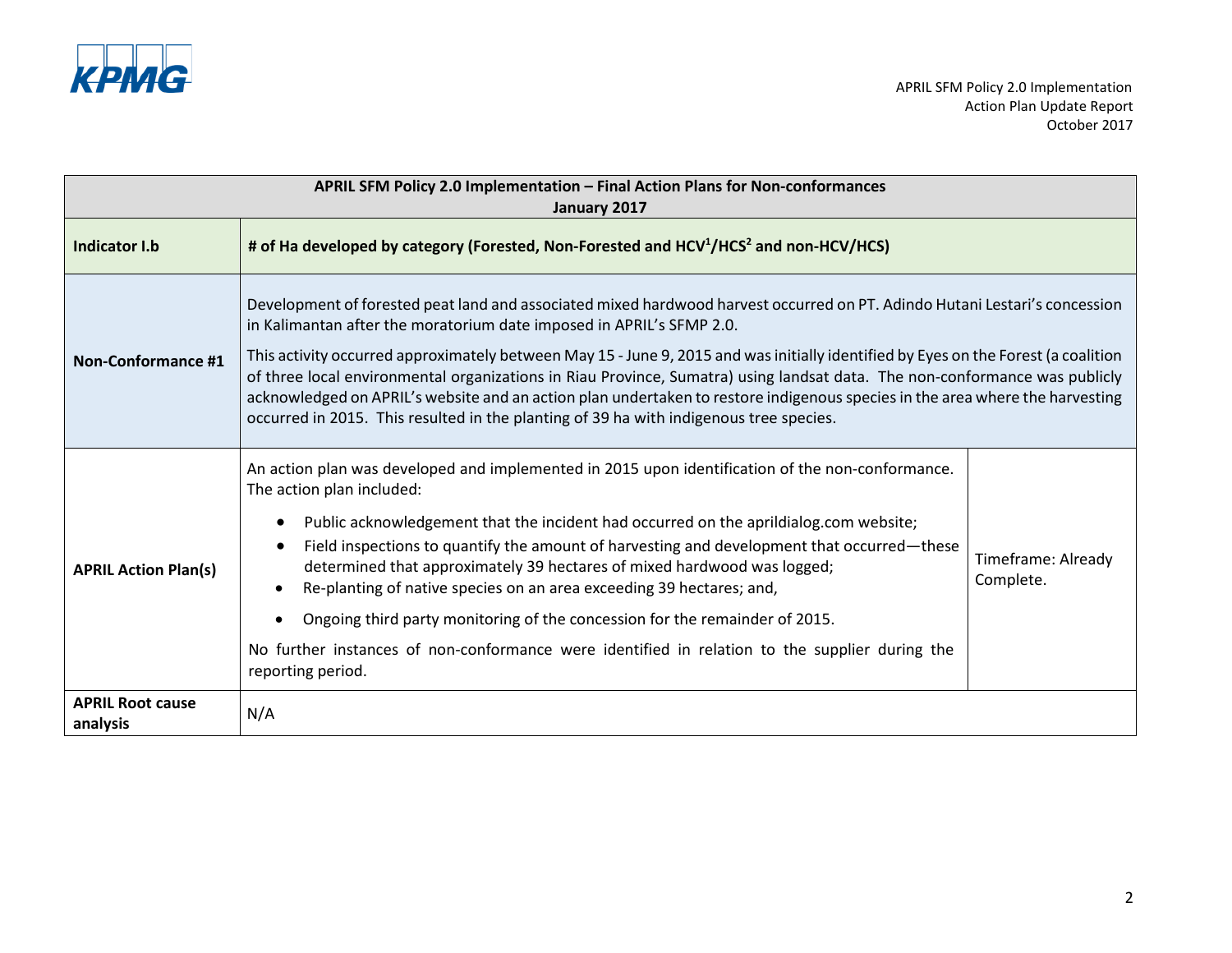| APRIL SFM Policy 2.0 Implementation – Final Action Plans for Non-conformances<br>January 2017 | | |
|---|---|---|
| **Indicator I.b** | **# of Ha developed by category (Forested, Non-Forested and HCV[1]/HCS[2] and non-HCV/HCS)** | |
| **Non-Conformance #1** | Development of forested peat land and associated mixed hardwood harvest occurred on PT. Adindo Hutani Lestari's concession in Kalimantan after the moratorium date imposed in APRIL's SFMP 2.0.<br><br>This activity occurred approximately between May 15 - June 9, 2015 and was initially identified by Eyes on the Forest (a coalition of three local environmental organizations in Riau Province, Sumatra) using landsat data. The non-conformance was publicly acknowledged on APRIL's website and an action plan undertaken to restore indigenous species in the area where the harvesting occurred in 2015. This resulted in the planting of 39 ha with indigenous tree species. | |
| **APRIL Action Plan(s)** | An action plan was developed and implemented in 2015 upon identification of the non-conformance. The action plan included:<br><br>• Public acknowledgement that the incident had occurred on the aprildialog.com website;<br>• Field inspections to quantify the amount of harvesting and development that occurred—these determined that approximately 39 hectares of mixed hardwood was logged;<br>• Re-planting of native species on an area exceeding 39 hectares; and,<br>• Ongoing third party monitoring of the concession for the remainder of 2015.<br><br>No further instances of non-conformance were identified in relation to the supplier during the reporting period. | Timeframe: Already Complete. |
| **APRIL Root cause analysis** | N/A | |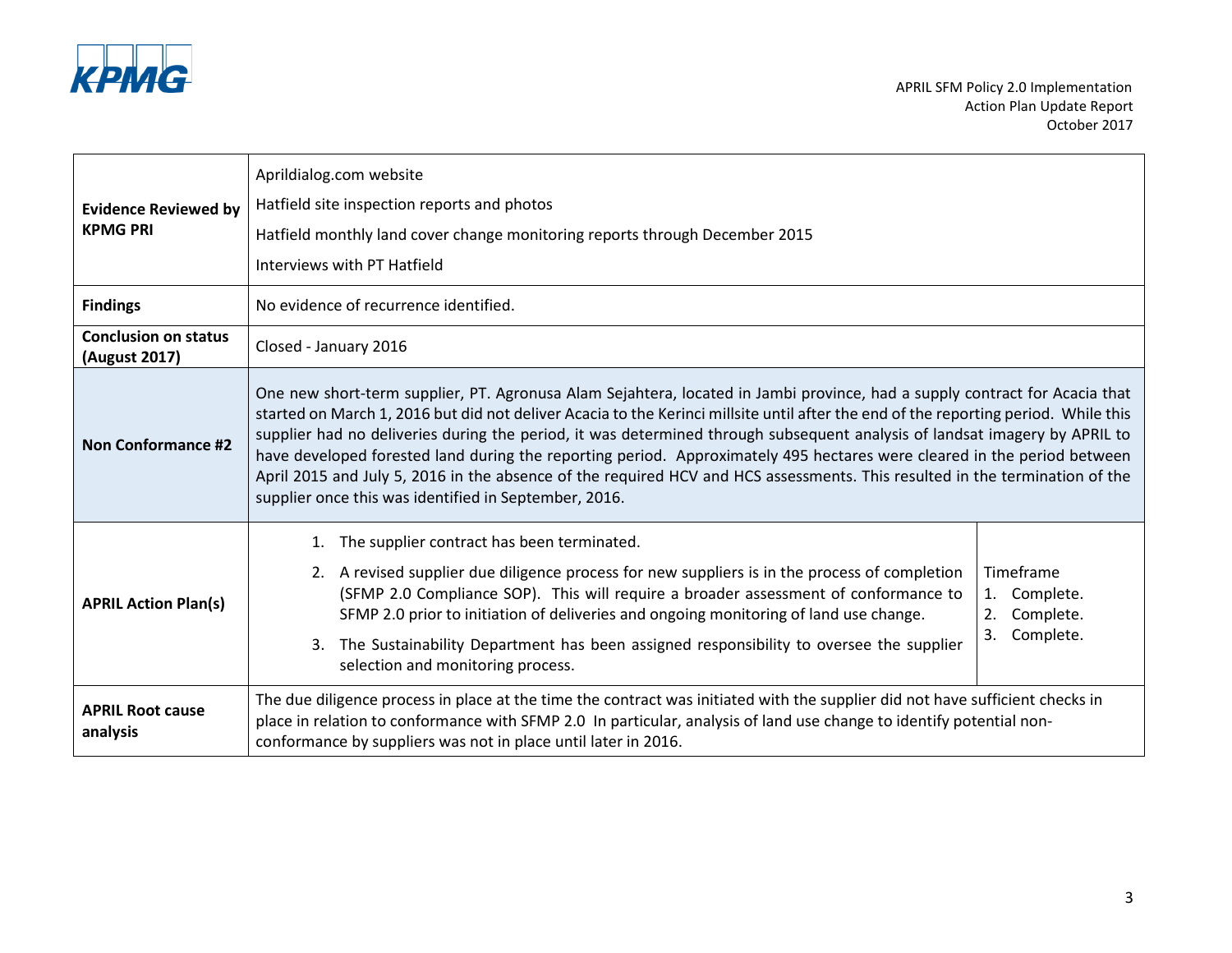| | |
|---|---|
| **Evidence Reviewed by KPMG PRI** | Aprildialog.com website<br>Hatfield site inspection reports and photos<br>Hatfield monthly land cover change monitoring reports through December 2015<br>Interviews with PT Hatfield |
| **Findings** | No evidence of recurrence identified. |
| **Conclusion on status (August 2017)** | Closed - January 2016 |
| **Non Conformance #2** | One new short-term supplier, PT. Agronusa Alam Sejahtera, located in Jambi province, had a supply contract for Acacia that started on March 1, 2016 but did not deliver Acacia to the Kerinci millsite until after the end of the reporting period. While this supplier had no deliveries during the period, it was determined through subsequent analysis of landsat imagery by APRIL to have developed forested land during the reporting period. Approximately 495 hectares were cleared in the period between April 2015 and July 5, 2016 in the absence of the required HCV and HCS assessments. This resulted in the termination of the supplier once this was identified in September, 2016. |
| **APRIL Action Plan(s)** | 1. The supplier contract has been terminated.<br>2. A revised supplier due diligence process for new suppliers is in the process of completion (SFMP 2.0 Compliance SOP). This will require a broader assessment of conformance to SFMP 2.0 prior to initiation of deliveries and ongoing monitoring of land use change.<br>3. The Sustainability Department has been assigned responsibility to oversee the supplier selection and monitoring process.<br><br>Timeframe<br>1. Complete.<br>2. Complete.<br>3. Complete. |
| **APRIL Root cause analysis** | The due diligence process in place at the time the contract was initiated with the supplier did not have sufficient checks in place in relation to conformance with SFMP 2.0 In particular, analysis of land use change to identify potential non-conformance by suppliers was not in place until later in 2016. |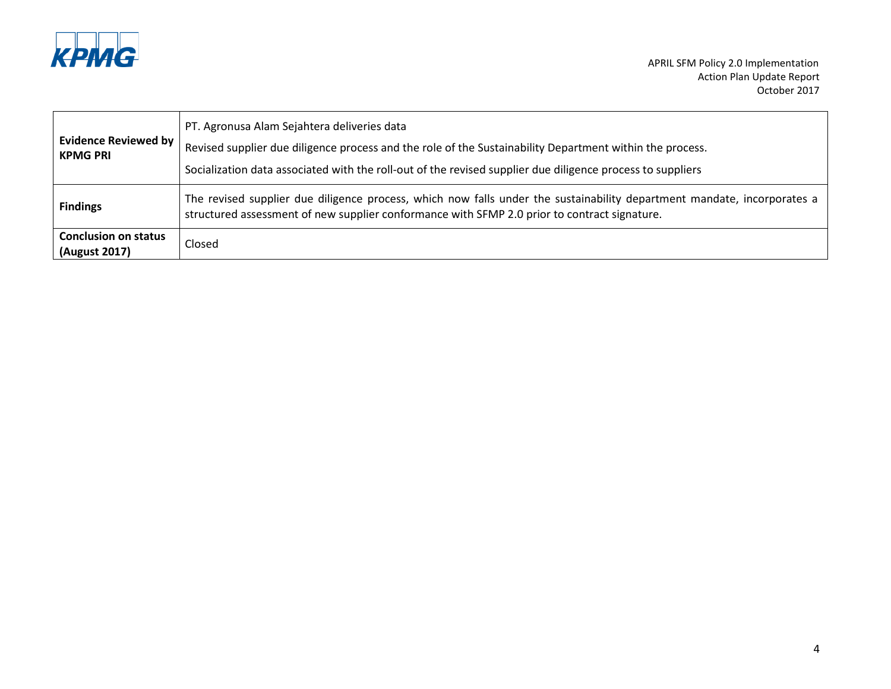| | |
|---|---|
| **Evidence Reviewed by KPMG PRI** | PT. Agronusa Alam Sejahtera deliveries data<br>Revised supplier due diligence process and the role of the Sustainability Department within the process.<br>Socialization data associated with the roll-out of the revised supplier due diligence process to suppliers |
| **Findings** | The revised supplier due diligence process, which now falls under the sustainability department mandate, incorporates a structured assessment of new supplier conformance with SFMP 2.0 prior to contract signature. |
| **Conclusion on status (August 2017)** | Closed |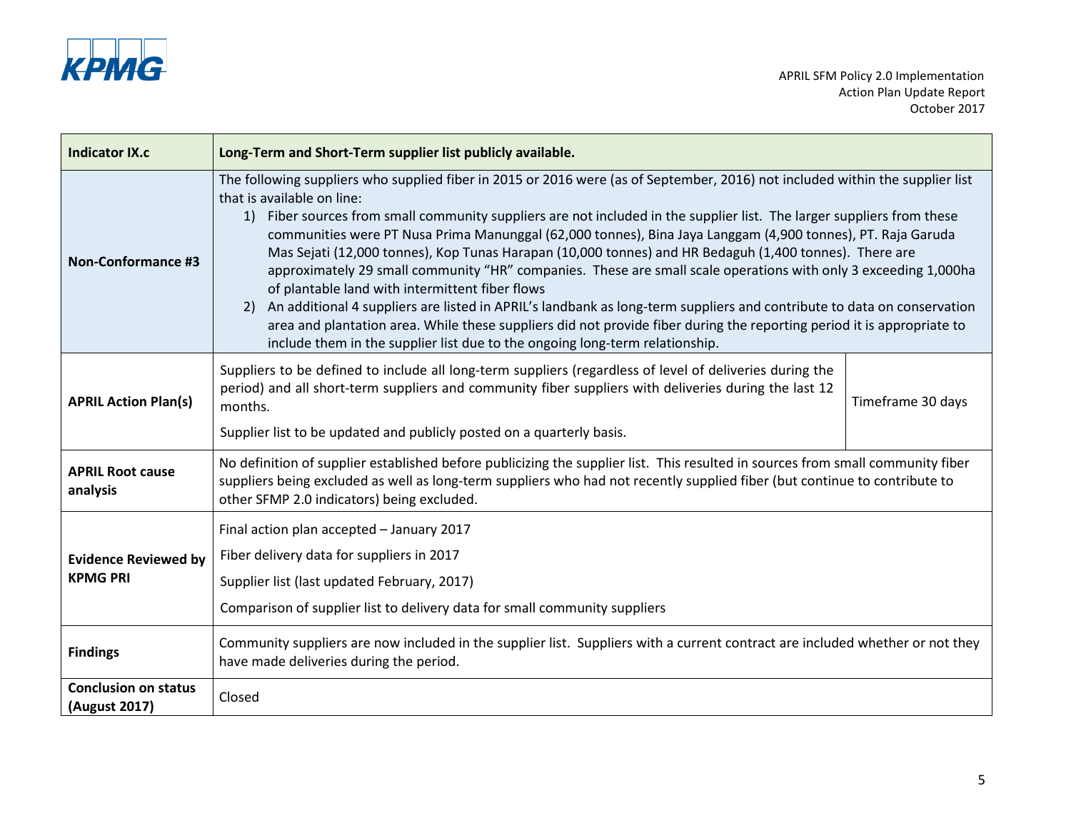| Indicator IX.c | Long-Term and Short-Term supplier list publicly available. | |
|---|---|---|
| **Non-Conformance #3** | The following suppliers who supplied fiber in 2015 or 2016 were (as of September, 2016) not included within the supplier list that is available on line:<br>1) Fiber sources from small community suppliers are not included in the supplier list. The larger suppliers from these communities were PT Nusa Prima Manunggal (62,000 tonnes), Bina Jaya Langgam (4,900 tonnes), PT. Raja Garuda Mas Sejati (12,000 tonnes), Kop Tunas Harapan (10,000 tonnes) and HR Bedaguh (1,400 tonnes). There are approximately 29 small community "HR" companies. These are small scale operations with only 3 exceeding 1,000ha of plantable land with intermittent fiber flows<br>2) An additional 4 suppliers are listed in APRIL's landbank as long-term suppliers and contribute to data on conservation area and plantation area. While these suppliers did not provide fiber during the reporting period it is appropriate to include them in the supplier list due to the ongoing long-term relationship. | |
| **APRIL Action Plan(s)** | Suppliers to be defined to include all long-term suppliers (regardless of level of deliveries during the period) and all short-term suppliers and community fiber suppliers with deliveries during the last 12 months.<br><br>Supplier list to be updated and publicly posted on a quarterly basis. | Timeframe 30 days |
| **APRIL Root cause analysis** | No definition of supplier established before publicizing the supplier list. This resulted in sources from small community fiber suppliers being excluded as well as long-term suppliers who had not recently supplied fiber (but continue to contribute to other SFMP 2.0 indicators) being excluded. | |
| **Evidence Reviewed by KPMG PRI** | Final action plan accepted – January 2017<br><br>Fiber delivery data for suppliers in 2017<br><br>Supplier list (last updated February, 2017)<br><br>Comparison of supplier list to delivery data for small community suppliers | |
| **Findings** | Community suppliers are now included in the supplier list. Suppliers with a current contract are included whether or not they have made deliveries during the period. | |
| **Conclusion on status (August 2017)** | Closed | |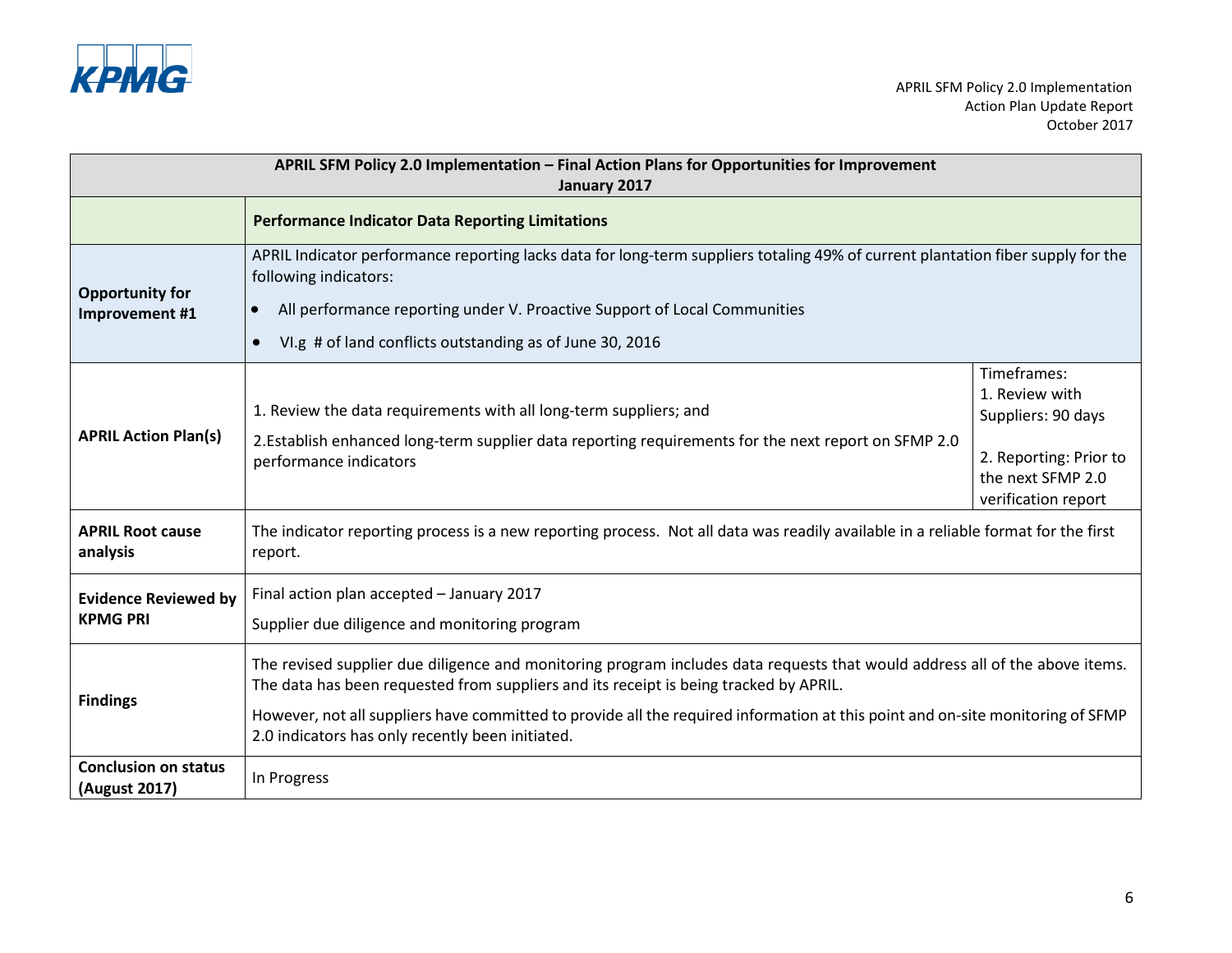| APRIL SFM Policy 2.0 Implementation – Final Action Plans for Opportunities for Improvement<br>January 2017 | | |
|---|---|---|
| | **Performance Indicator Data Reporting Limitations** | |
| **Opportunity for Improvement #1** | APRIL Indicator performance reporting lacks data for long-term suppliers totaling 49% of current plantation fiber supply for the following indicators:<br>• All performance reporting under V. Proactive Support of Local Communities<br>• VI.g # of land conflicts outstanding as of June 30, 2016 | |
| **APRIL Action Plan(s)** | 1. Review the data requirements with all long-term suppliers; and<br>2.Establish enhanced long-term supplier data reporting requirements for the next report on SFMP 2.0 performance indicators | Timeframes:<br>1. Review with Suppliers: 90 days<br>2. Reporting: Prior to the next SFMP 2.0 verification report |
| **APRIL Root cause analysis** | The indicator reporting process is a new reporting process. Not all data was readily available in a reliable format for the first report. | |
| **Evidence Reviewed by KPMG PRI** | Final action plan accepted – January 2017<br>Supplier due diligence and monitoring program | |
| **Findings** | The revised supplier due diligence and monitoring program includes data requests that would address all of the above items. The data has been requested from suppliers and its receipt is being tracked by APRIL.<br>However, not all suppliers have committed to provide all the required information at this point and on-site monitoring of SFMP 2.0 indicators has only recently been initiated. | |
| **Conclusion on status (August 2017)** | In Progress | |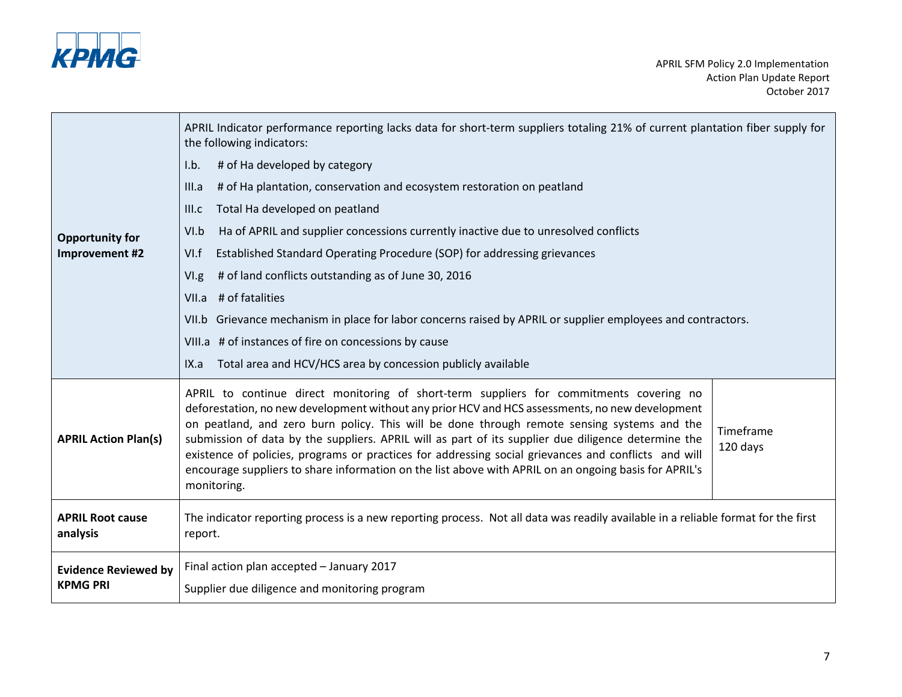| | | |
|---|---|---|
| **Opportunity for Improvement #2** | APRIL Indicator performance reporting lacks data for short-term suppliers totaling 21% of current plantation fiber supply for the following indicators:<br>I.b. # of Ha developed by category<br>III.a # of Ha plantation, conservation and ecosystem restoration on peatland<br>III.c Total Ha developed on peatland<br>VI.b Ha of APRIL and supplier concessions currently inactive due to unresolved conflicts<br>VI.f Established Standard Operating Procedure (SOP) for addressing grievances<br>VI.g # of land conflicts outstanding as of June 30, 2016<br>VII.a # of fatalities<br>VII.b Grievance mechanism in place for labor concerns raised by APRIL or supplier employees and contractors.<br>VIII.a # of instances of fire on concessions by cause<br>IX.a Total area and HCV/HCS area by concession publicly available | |
| **APRIL Action Plan(s)** | APRIL to continue direct monitoring of short-term suppliers for commitments covering no deforestation, no new development without any prior HCV and HCS assessments, no new development on peatland, and zero burn policy. This will be done through remote sensing systems and the submission of data by the suppliers. APRIL will as part of its supplier due diligence determine the existence of policies, programs or practices for addressing social grievances and conflicts and will encourage suppliers to share information on the list above with APRIL on an ongoing basis for APRIL's monitoring. | Timeframe 120 days |
| **APRIL Root cause analysis** | The indicator reporting process is a new reporting process. Not all data was readily available in a reliable format for the first report. | |
| **Evidence Reviewed by KPMG PRI** | Final action plan accepted – January 2017<br>Supplier due diligence and monitoring program | |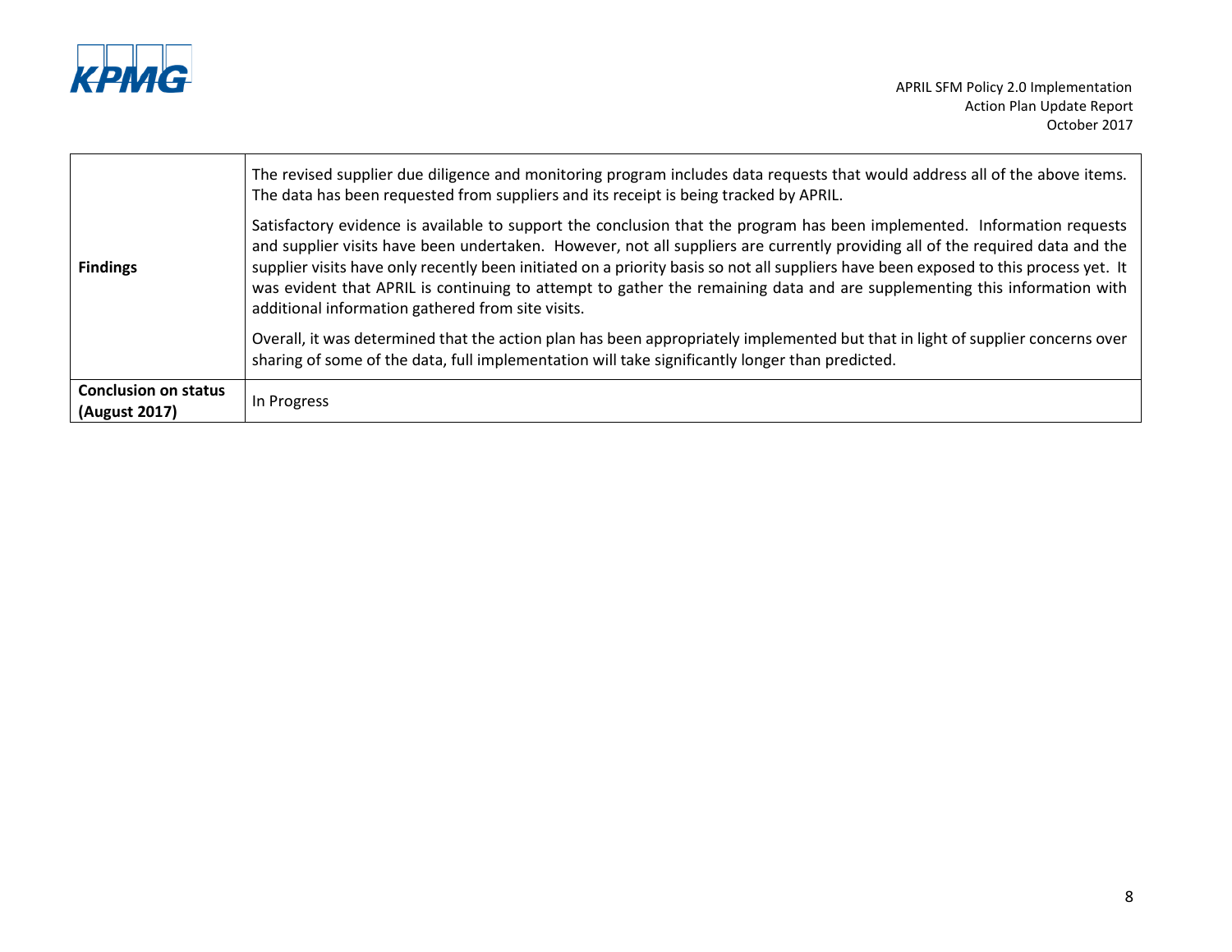| | |
|---|---|
| **Findings** | The revised supplier due diligence and monitoring program includes data requests that would address all of the above items. The data has been requested from suppliers and its receipt is being tracked by APRIL.<br><br>Satisfactory evidence is available to support the conclusion that the program has been implemented. Information requests and supplier visits have been undertaken. However, not all suppliers are currently providing all of the required data and the supplier visits have only recently been initiated on a priority basis so not all suppliers have been exposed to this process yet. It was evident that APRIL is continuing to attempt to gather the remaining data and are supplementing this information with additional information gathered from site visits.<br><br>Overall, it was determined that the action plan has been appropriately implemented but that in light of supplier concerns over sharing of some of the data, full implementation will take significantly longer than predicted. |
| **Conclusion on status (August 2017)** | In Progress |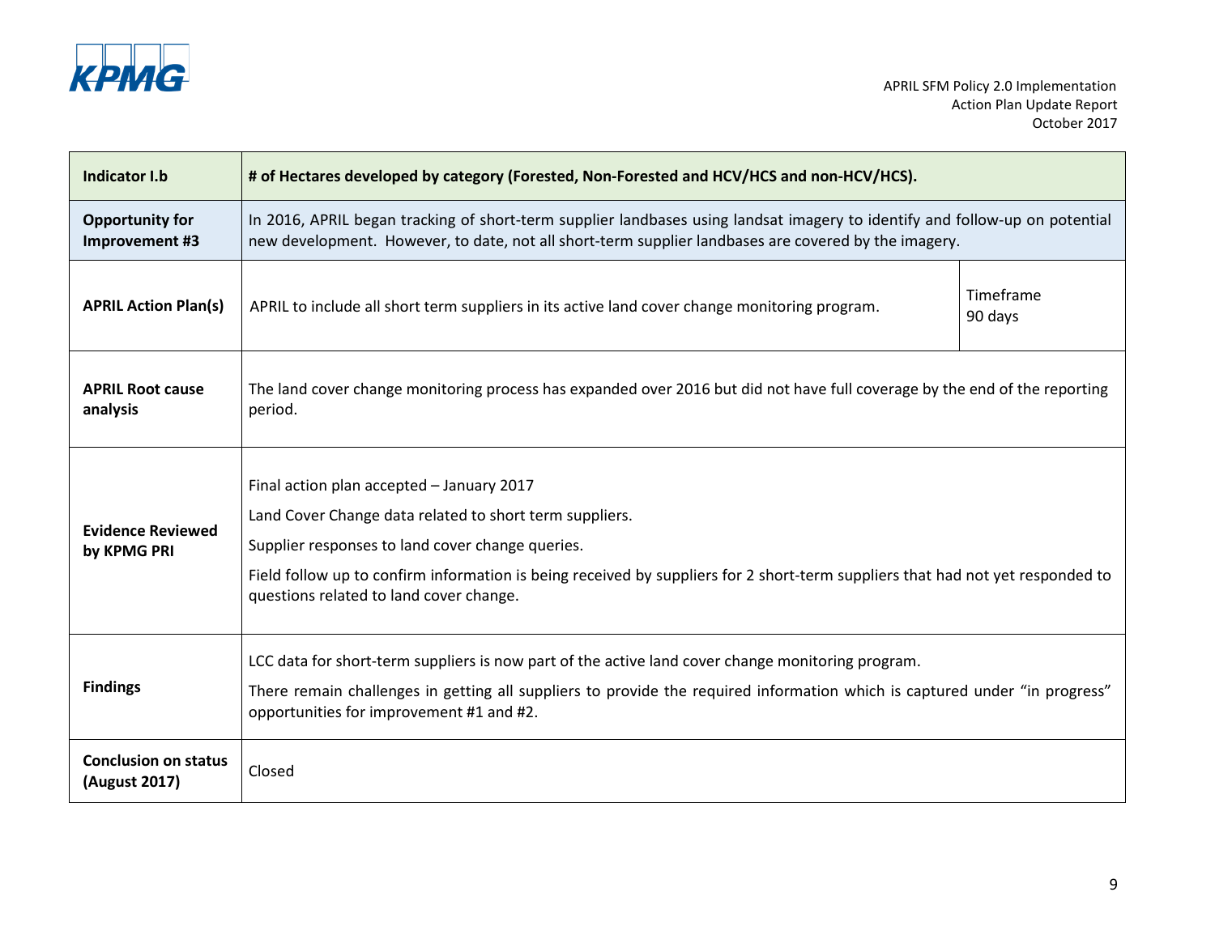| Indicator I.b | # of Hectares developed by category (Forested, Non-Forested and HCV/HCS and non-HCV/HCS). | |
|---|---|---|
| **Opportunity for Improvement #3** | In 2016, APRIL began tracking of short-term supplier landbases using landsat imagery to identify and follow-up on potential new development. However, to date, not all short-term supplier landbases are covered by the imagery. | |
| **APRIL Action Plan(s)** | APRIL to include all short term suppliers in its active land cover change monitoring program. | Timeframe 90 days |
| **APRIL Root cause analysis** | The land cover change monitoring process has expanded over 2016 but did not have full coverage by the end of the reporting period. | |
| **Evidence Reviewed by KPMG PRI** | Final action plan accepted – January 2017<br>Land Cover Change data related to short term suppliers.<br>Supplier responses to land cover change queries.<br>Field follow up to confirm information is being received by suppliers for 2 short-term suppliers that had not yet responded to questions related to land cover change. | |
| **Findings** | LCC data for short-term suppliers is now part of the active land cover change monitoring program.<br>There remain challenges in getting all suppliers to provide the required information which is captured under "in progress" opportunities for improvement #1 and #2. | |
| **Conclusion on status (August 2017)** | Closed | |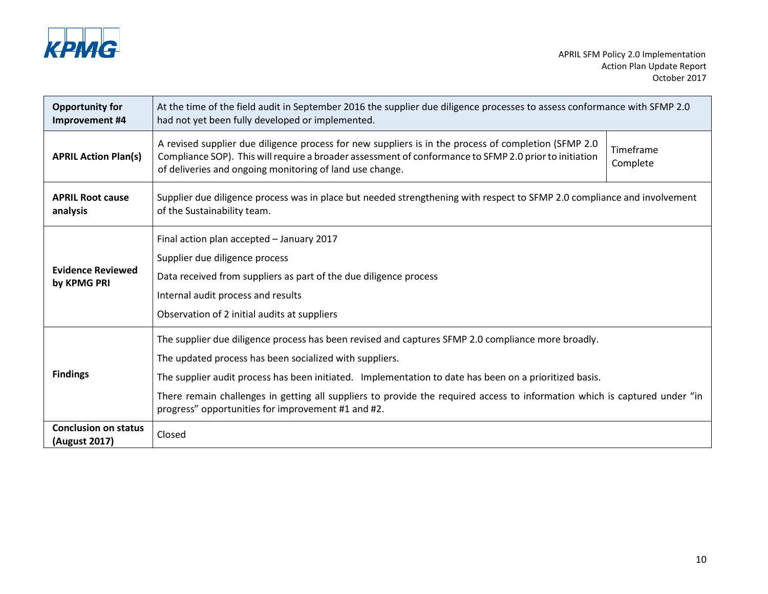| Opportunity for Improvement #4 | At the time of the field audit in September 2016 the supplier due diligence processes to assess conformance with SFMP 2.0 had not yet been fully developed or implemented. | |
|---|---|---|
| **APRIL Action Plan(s)** | A revised supplier due diligence process for new suppliers is in the process of completion (SFMP 2.0 Compliance SOP). This will require a broader assessment of conformance to SFMP 2.0 prior to initiation of deliveries and ongoing monitoring of land use change. | Timeframe Complete |
| **APRIL Root cause analysis** | Supplier due diligence process was in place but needed strengthening with respect to SFMP 2.0 compliance and involvement of the Sustainability team. | |
| **Evidence Reviewed by KPMG PRI** | Final action plan accepted – January 2017<br><br>Supplier due diligence process<br><br>Data received from suppliers as part of the due diligence process<br><br>Internal audit process and results<br><br>Observation of 2 initial audits at suppliers | |
| **Findings** | The supplier due diligence process has been revised and captures SFMP 2.0 compliance more broadly.<br><br>The updated process has been socialized with suppliers.<br><br>The supplier audit process has been initiated. Implementation to date has been on a prioritized basis.<br><br>There remain challenges in getting all suppliers to provide the required access to information which is captured under "in progress" opportunities for improvement #1 and #2. | |
| **Conclusion on status (August 2017)** | Closed | |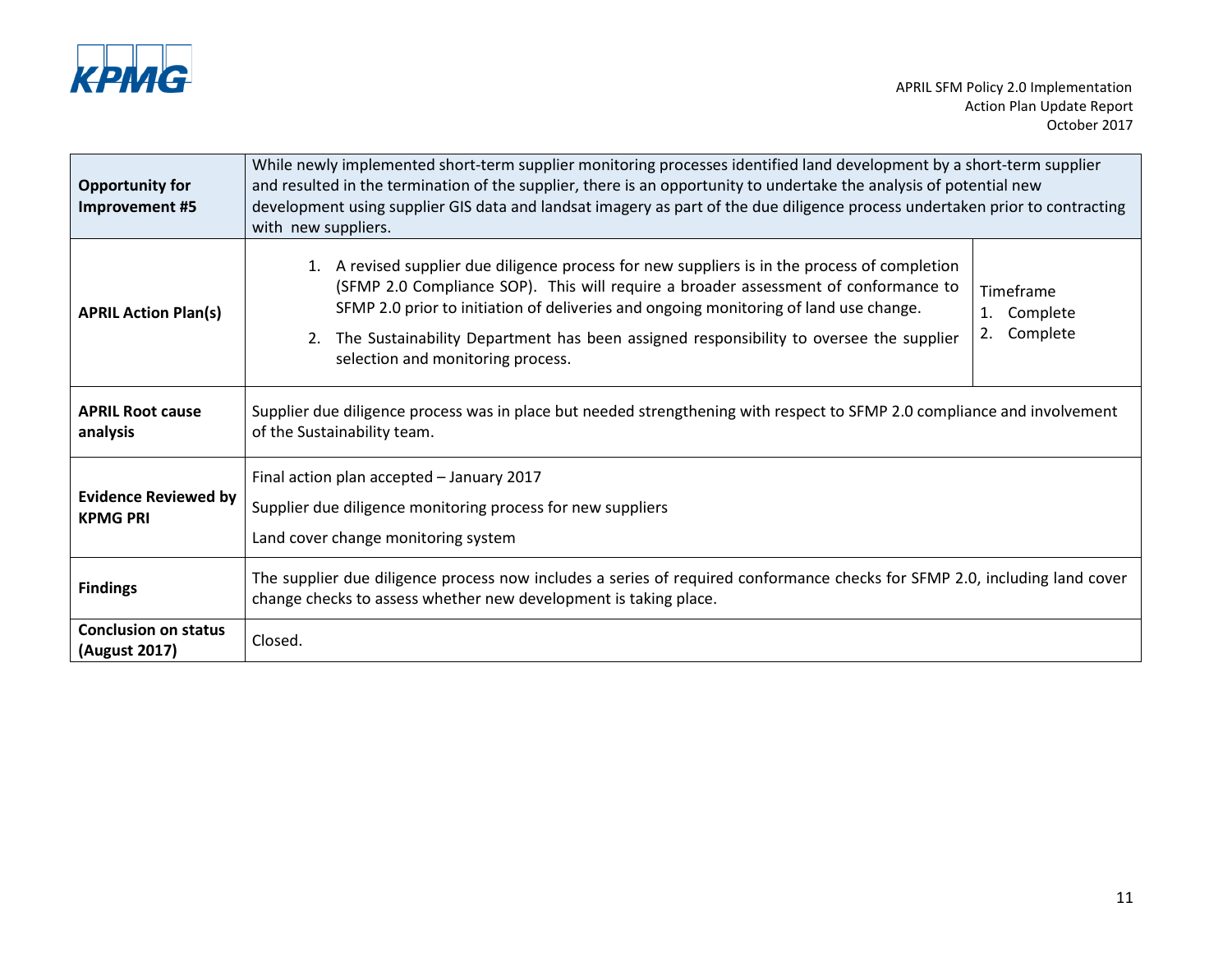| Opportunity for Improvement #5 | While newly implemented short-term supplier monitoring processes identified land development by a short-term supplier and resulted in the termination of the supplier, there is an opportunity to undertake the analysis of potential new development using supplier GIS data and landsat imagery as part of the due diligence process undertaken prior to contracting with new suppliers. | |
|---|---|---|
| **APRIL Action Plan(s)** | 1. A revised supplier due diligence process for new suppliers is in the process of completion (SFMP 2.0 Compliance SOP). This will require a broader assessment of conformance to SFMP 2.0 prior to initiation of deliveries and ongoing monitoring of land use change.<br>2. The Sustainability Department has been assigned responsibility to oversee the supplier selection and monitoring process. | Timeframe<br>1. Complete<br>2. Complete |
| **APRIL Root cause analysis** | Supplier due diligence process was in place but needed strengthening with respect to SFMP 2.0 compliance and involvement of the Sustainability team. | |
| **Evidence Reviewed by KPMG PRI** | Final action plan accepted – January 2017<br>Supplier due diligence monitoring process for new suppliers<br>Land cover change monitoring system | |
| **Findings** | The supplier due diligence process now includes a series of required conformance checks for SFMP 2.0, including land cover change checks to assess whether new development is taking place. | |
| **Conclusion on status (August 2017)** | Closed. | |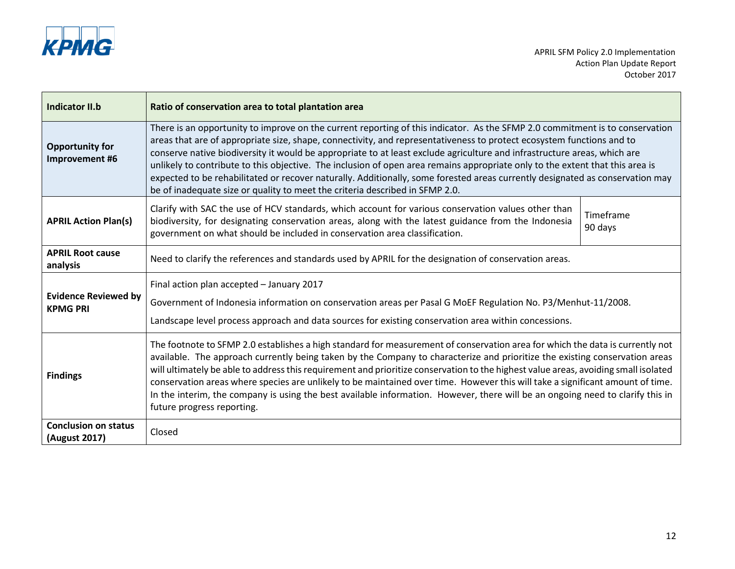| Indicator II.b | Ratio of conservation area to total plantation area | |
|---|---|---|
| **Opportunity for Improvement #6** | There is an opportunity to improve on the current reporting of this indicator. As the SFMP 2.0 commitment is to conservation areas that are of appropriate size, shape, connectivity, and representativeness to protect ecosystem functions and to conserve native biodiversity it would be appropriate to at least exclude agriculture and infrastructure areas, which are unlikely to contribute to this objective. The inclusion of open area remains appropriate only to the extent that this area is expected to be rehabilitated or recover naturally. Additionally, some forested areas currently designated as conservation may be of inadequate size or quality to meet the criteria described in SFMP 2.0. | |
| **APRIL Action Plan(s)** | Clarify with SAC the use of HCV standards, which account for various conservation values other than biodiversity, for designating conservation areas, along with the latest guidance from the Indonesia government on what should be included in conservation area classification. | Timeframe 90 days |
| **APRIL Root cause analysis** | Need to clarify the references and standards used by APRIL for the designation of conservation areas. | |
| **Evidence Reviewed by KPMG PRI** | Final action plan accepted – January 2017<br><br>Government of Indonesia information on conservation areas per Pasal G MoEF Regulation No. P3/Menhut-11/2008.<br><br>Landscape level process approach and data sources for existing conservation area within concessions. | |
| **Findings** | The footnote to SFMP 2.0 establishes a high standard for measurement of conservation area for which the data is currently not available. The approach currently being taken by the Company to characterize and prioritize the existing conservation areas will ultimately be able to address this requirement and prioritize conservation to the highest value areas, avoiding small isolated conservation areas where species are unlikely to be maintained over time. However this will take a significant amount of time. In the interim, the company is using the best available information. However, there will be an ongoing need to clarify this in future progress reporting. | |
| **Conclusion on status (August 2017)** | Closed | |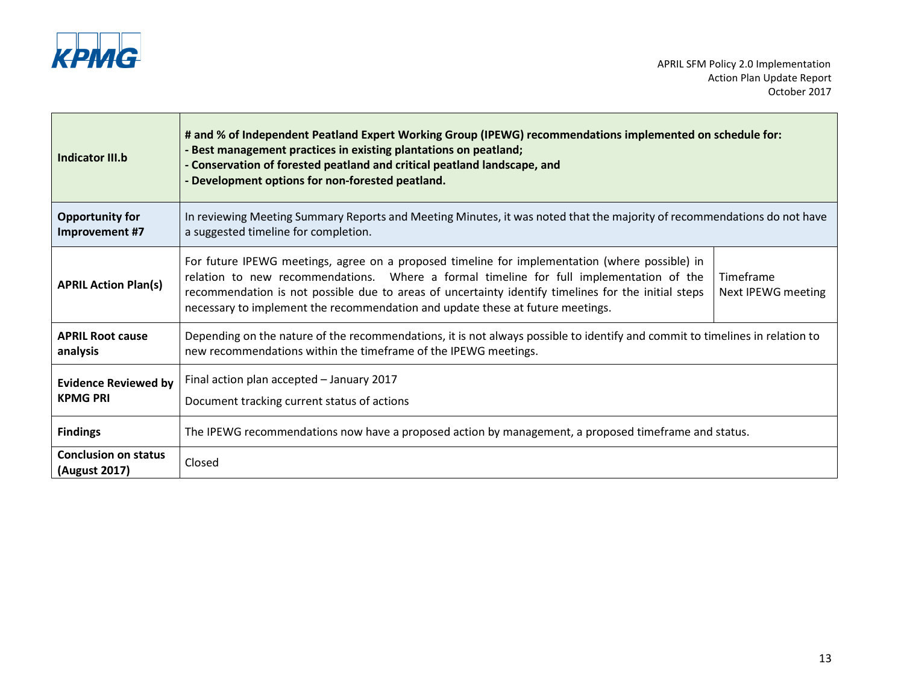| | | |
|---|---|---|
| **Indicator III.b** | **# and % of Independent Peatland Expert Working Group (IPEWG) recommendations implemented on schedule for:**<br>**- Best management practices in existing plantations on peatland;**<br>**- Conservation of forested peatland and critical peatland landscape, and**<br>**- Development options for non-forested peatland.** | |
| **Opportunity for Improvement #7** | In reviewing Meeting Summary Reports and Meeting Minutes, it was noted that the majority of recommendations do not have a suggested timeline for completion. | |
| **APRIL Action Plan(s)** | For future IPEWG meetings, agree on a proposed timeline for implementation (where possible) in relation to new recommendations. Where a formal timeline for full implementation of the recommendation is not possible due to areas of uncertainty identify timelines for the initial steps necessary to implement the recommendation and update these at future meetings. | Timeframe<br>Next IPEWG meeting |
| **APRIL Root cause analysis** | Depending on the nature of the recommendations, it is not always possible to identify and commit to timelines in relation to new recommendations within the timeframe of the IPEWG meetings. | |
| **Evidence Reviewed by KPMG PRI** | Final action plan accepted – January 2017<br>Document tracking current status of actions | |
| **Findings** | The IPEWG recommendations now have a proposed action by management, a proposed timeframe and status. | |
| **Conclusion on status (August 2017)** | Closed | |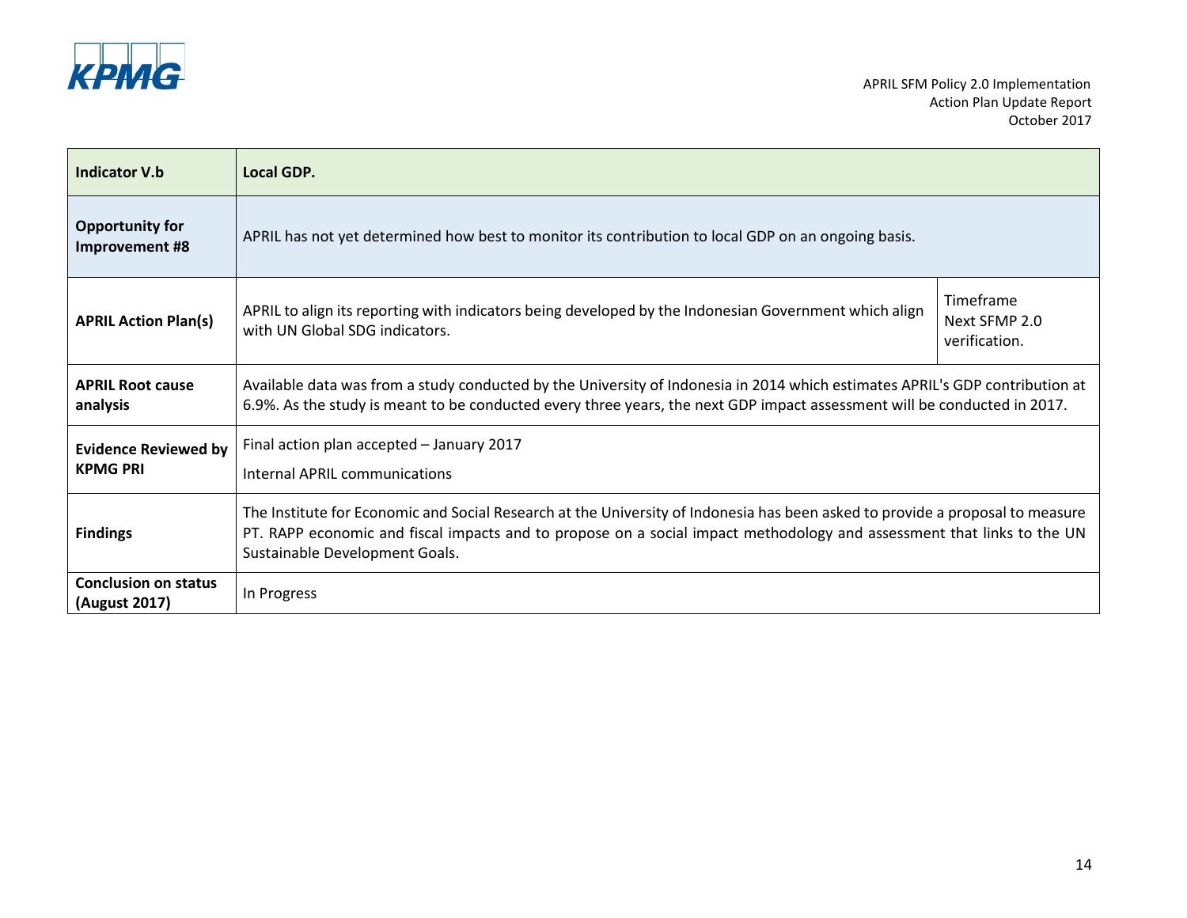| Indicator V.b | Local GDP. | |
|---|---|---|
| **Opportunity for Improvement #8** | APRIL has not yet determined how best to monitor its contribution to local GDP on an ongoing basis. | |
| **APRIL Action Plan(s)** | APRIL to align its reporting with indicators being developed by the Indonesian Government which align with UN Global SDG indicators. | Timeframe Next SFMP 2.0 verification. |
| **APRIL Root cause analysis** | Available data was from a study conducted by the University of Indonesia in 2014 which estimates APRIL's GDP contribution at 6.9%. As the study is meant to be conducted every three years, the next GDP impact assessment will be conducted in 2017. | |
| **Evidence Reviewed by KPMG PRI** | Final action plan accepted – January 2017<br>Internal APRIL communications | |
| **Findings** | The Institute for Economic and Social Research at the University of Indonesia has been asked to provide a proposal to measure PT. RAPP economic and fiscal impacts and to propose on a social impact methodology and assessment that links to the UN Sustainable Development Goals. | |
| **Conclusion on status (August 2017)** | In Progress | |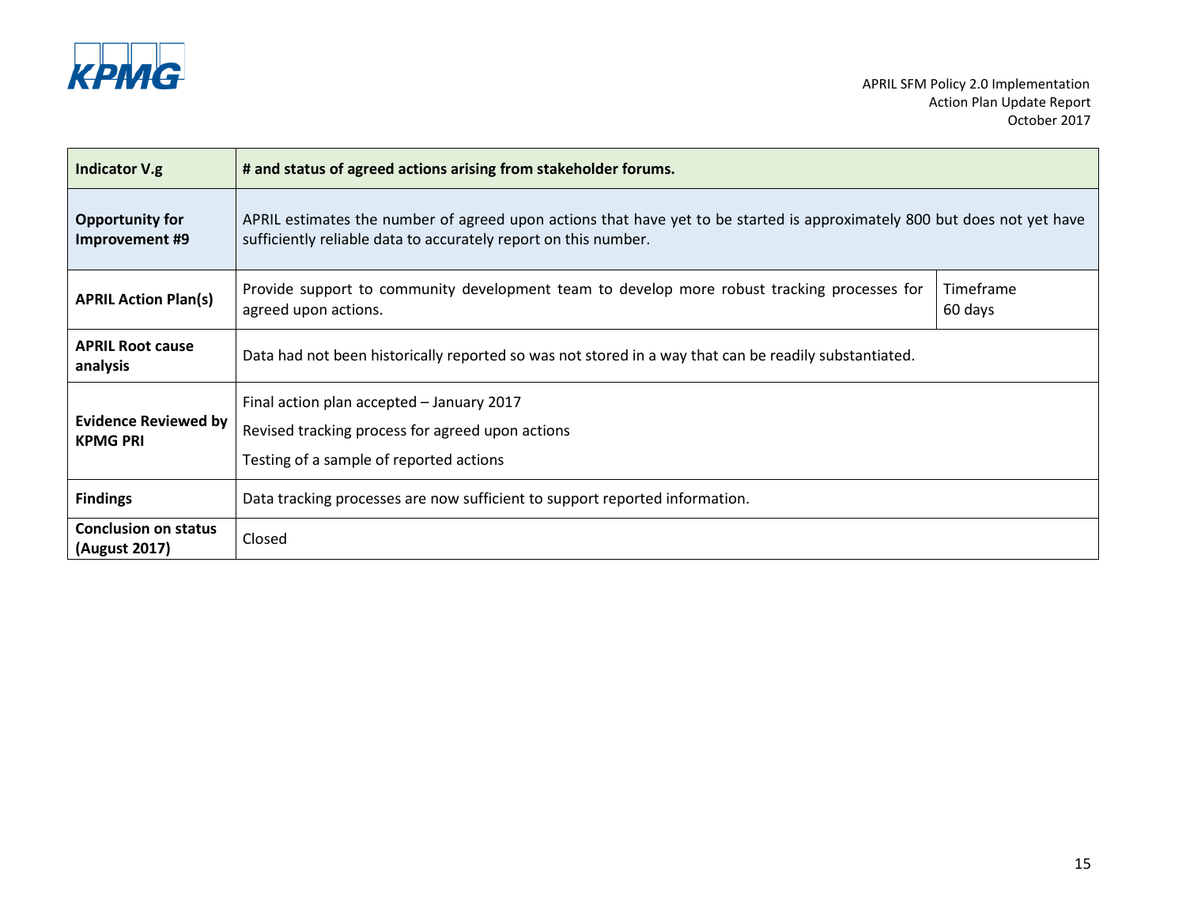| Indicator V.g | # and status of agreed actions arising from stakeholder forums. | |
|---|---|---|
| **Opportunity for Improvement #9** | APRIL estimates the number of agreed upon actions that have yet to be started is approximately 800 but does not yet have sufficiently reliable data to accurately report on this number. | |
| **APRIL Action Plan(s)** | Provide support to community development team to develop more robust tracking processes for agreed upon actions. | Timeframe 60 days |
| **APRIL Root cause analysis** | Data had not been historically reported so was not stored in a way that can be readily substantiated. | |
| **Evidence Reviewed by KPMG PRI** | Final action plan accepted – January 2017<br>Revised tracking process for agreed upon actions<br>Testing of a sample of reported actions | |
| **Findings** | Data tracking processes are now sufficient to support reported information. | |
| **Conclusion on status (August 2017)** | Closed | |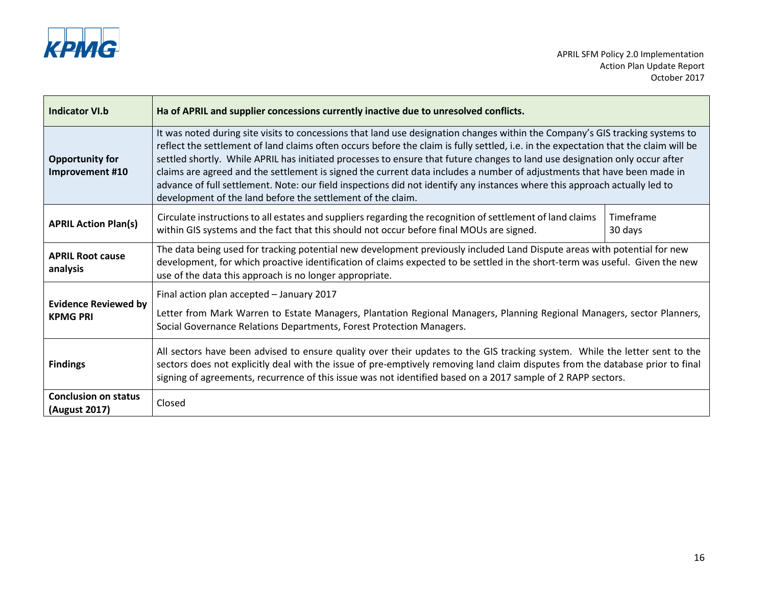| Indicator VI.b | Ha of APRIL and supplier concessions currently inactive due to unresolved conflicts. | |
|---|---|---|
| **Opportunity for Improvement #10** | It was noted during site visits to concessions that land use designation changes within the Company's GIS tracking systems to reflect the settlement of land claims often occurs before the claim is fully settled, i.e. in the expectation that the claim will be settled shortly. While APRIL has initiated processes to ensure that future changes to land use designation only occur after claims are agreed and the settlement is signed the current data includes a number of adjustments that have been made in advance of full settlement. Note: our field inspections did not identify any instances where this approach actually led to development of the land before the settlement of the claim. | |
| **APRIL Action Plan(s)** | Circulate instructions to all estates and suppliers regarding the recognition of settlement of land claims within GIS systems and the fact that this should not occur before final MOUs are signed. | Timeframe 30 days |
| **APRIL Root cause analysis** | The data being used for tracking potential new development previously included Land Dispute areas with potential for new development, for which proactive identification of claims expected to be settled in the short-term was useful. Given the new use of the data this approach is no longer appropriate. | |
| **Evidence Reviewed by KPMG PRI** | Final action plan accepted – January 2017<br><br>Letter from Mark Warren to Estate Managers, Plantation Regional Managers, Planning Regional Managers, sector Planners, Social Governance Relations Departments, Forest Protection Managers. | |
| **Findings** | All sectors have been advised to ensure quality over their updates to the GIS tracking system. While the letter sent to the sectors does not explicitly deal with the issue of pre-emptively removing land claim disputes from the database prior to final signing of agreements, recurrence of this issue was not identified based on a 2017 sample of 2 RAPP sectors. | |
| **Conclusion on status (August 2017)** | Closed | |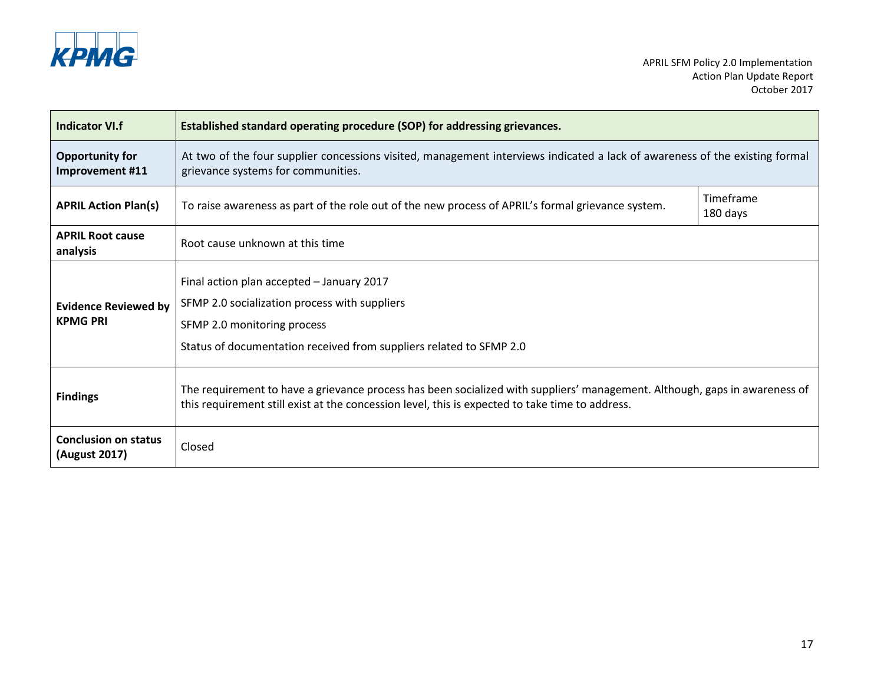| Indicator VI.f | Established standard operating procedure (SOP) for addressing grievances. | |
|---|---|---|
| **Opportunity for Improvement #11** | At two of the four supplier concessions visited, management interviews indicated a lack of awareness of the existing formal grievance systems for communities. | |
| **APRIL Action Plan(s)** | To raise awareness as part of the role out of the new process of APRIL's formal grievance system. | Timeframe 180 days |
| **APRIL Root cause analysis** | Root cause unknown at this time | |
| **Evidence Reviewed by KPMG PRI** | Final action plan accepted – January 2017<br>SFMP 2.0 socialization process with suppliers<br>SFMP 2.0 monitoring process<br>Status of documentation received from suppliers related to SFMP 2.0 | |
| **Findings** | The requirement to have a grievance process has been socialized with suppliers' management. Although, gaps in awareness of this requirement still exist at the concession level, this is expected to take time to address. | |
| **Conclusion on status (August 2017)** | Closed | |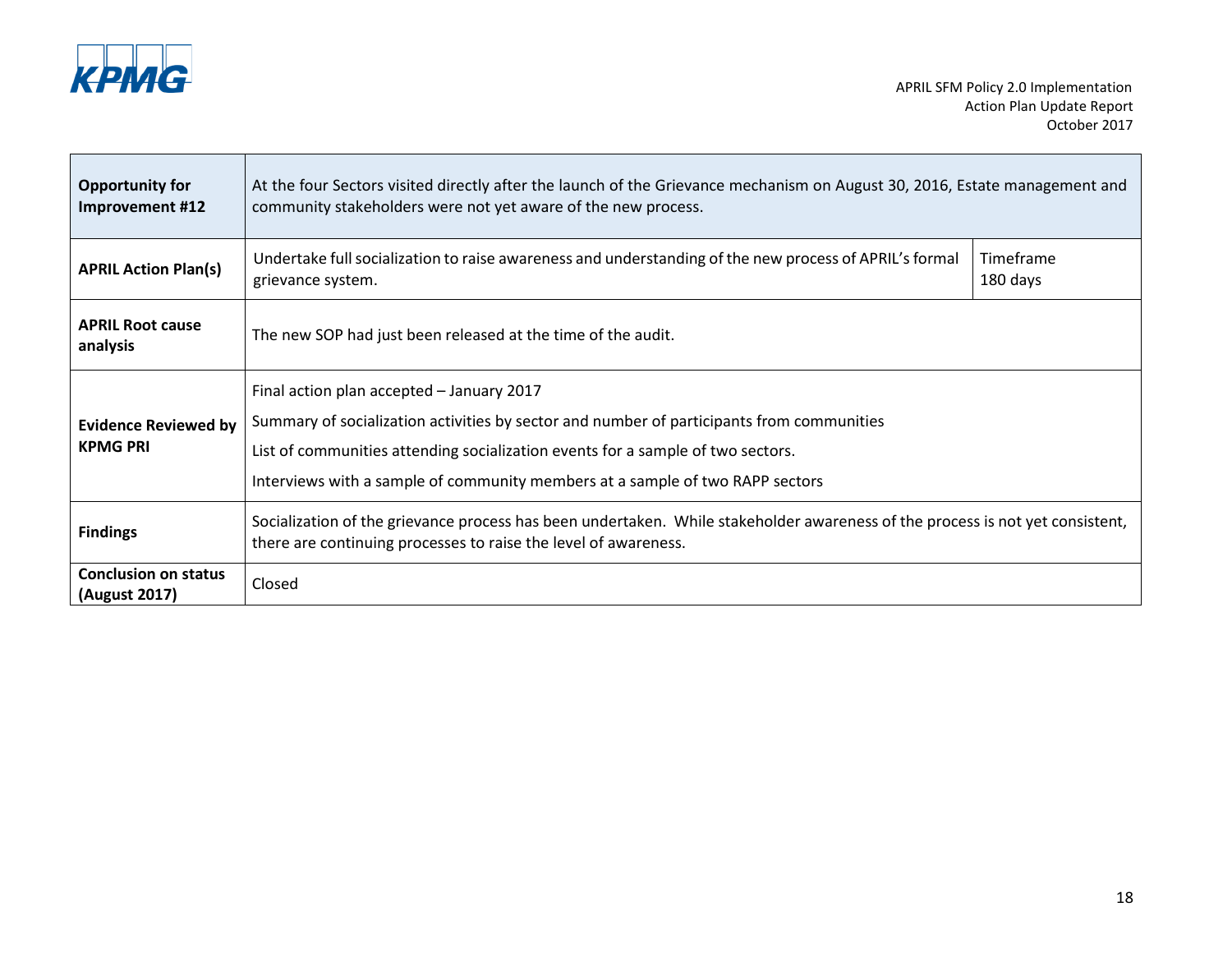| Opportunity for Improvement #12 | At the four Sectors visited directly after the launch of the Grievance mechanism on August 30, 2016, Estate management and community stakeholders were not yet aware of the new process. | |
|---|---|---|
| **APRIL Action Plan(s)** | Undertake full socialization to raise awareness and understanding of the new process of APRIL's formal grievance system. | Timeframe 180 days |
| **APRIL Root cause analysis** | The new SOP had just been released at the time of the audit. | |
| **Evidence Reviewed by KPMG PRI** | Final action plan accepted – January 2017<br>Summary of socialization activities by sector and number of participants from communities<br>List of communities attending socialization events for a sample of two sectors.<br>Interviews with a sample of community members at a sample of two RAPP sectors | |
| **Findings** | Socialization of the grievance process has been undertaken. While stakeholder awareness of the process is not yet consistent, there are continuing processes to raise the level of awareness. | |
| **Conclusion on status (August 2017)** | Closed | |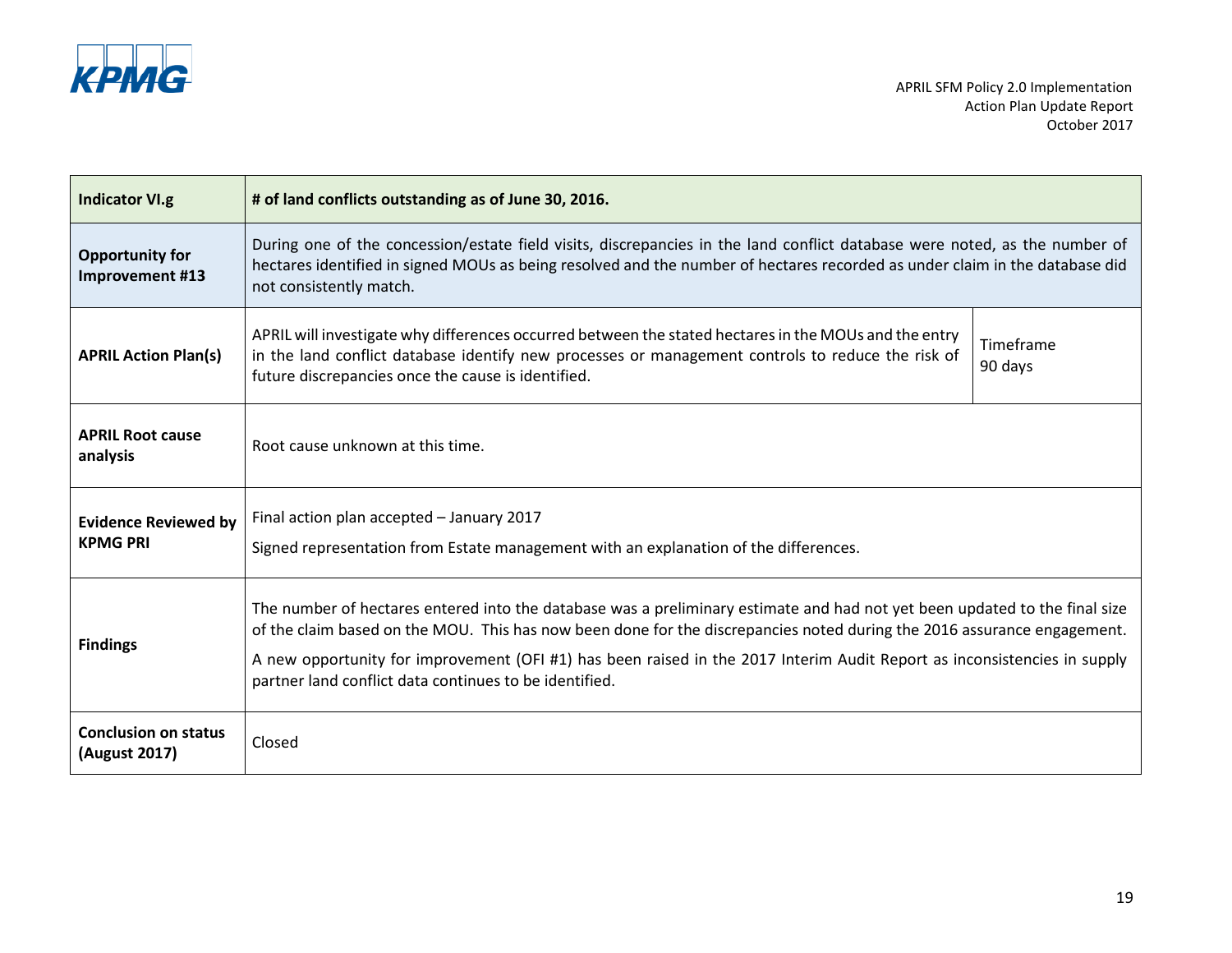| Indicator VI.g | # of land conflicts outstanding as of June 30, 2016. | |
|---|---|---|
| **Opportunity for Improvement #13** | During one of the concession/estate field visits, discrepancies in the land conflict database were noted, as the number of hectares identified in signed MOUs as being resolved and the number of hectares recorded as under claim in the database did not consistently match. | |
| **APRIL Action Plan(s)** | APRIL will investigate why differences occurred between the stated hectares in the MOUs and the entry in the land conflict database identify new processes or management controls to reduce the risk of future discrepancies once the cause is identified. | Timeframe 90 days |
| **APRIL Root cause analysis** | Root cause unknown at this time. | |
| **Evidence Reviewed by KPMG PRI** | Final action plan accepted – January 2017<br>Signed representation from Estate management with an explanation of the differences. | |
| **Findings** | The number of hectares entered into the database was a preliminary estimate and had not yet been updated to the final size of the claim based on the MOU. This has now been done for the discrepancies noted during the 2016 assurance engagement.<br>A new opportunity for improvement (OFI #1) has been raised in the 2017 Interim Audit Report as inconsistencies in supply partner land conflict data continues to be identified. | |
| **Conclusion on status (August 2017)** | Closed | |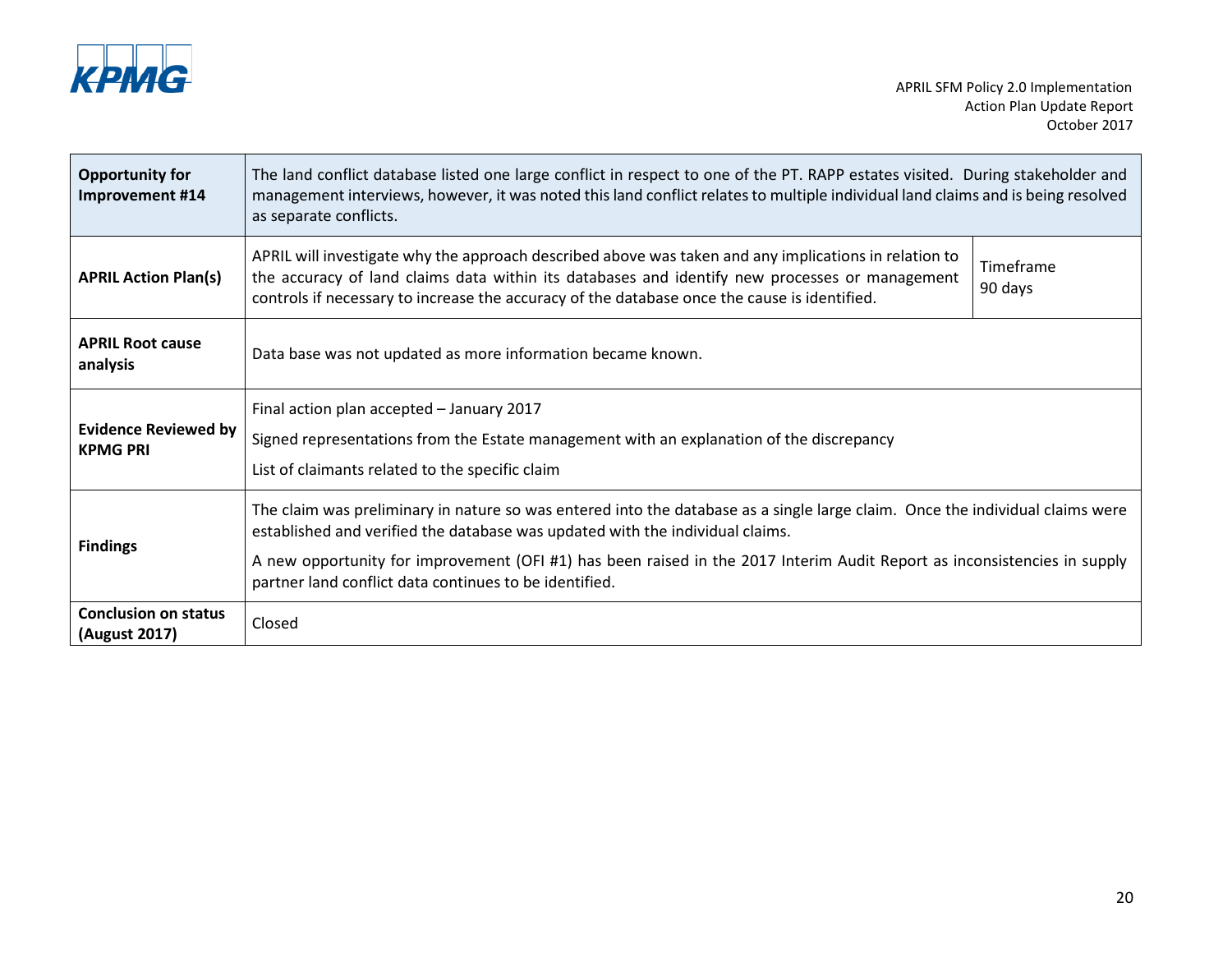| **Opportunity for Improvement #14** | The land conflict database listed one large conflict in respect to one of the PT. RAPP estates visited. During stakeholder and management interviews, however, it was noted this land conflict relates to multiple individual land claims and is being resolved as separate conflicts. | |
|---|---|---|
| **APRIL Action Plan(s)** | APRIL will investigate why the approach described above was taken and any implications in relation to the accuracy of land claims data within its databases and identify new processes or management controls if necessary to increase the accuracy of the database once the cause is identified. | Timeframe 90 days |
| **APRIL Root cause analysis** | Data base was not updated as more information became known. | |
| **Evidence Reviewed by KPMG PRI** | Final action plan accepted – January 2017<br><br>Signed representations from the Estate management with an explanation of the discrepancy<br><br>List of claimants related to the specific claim | |
| **Findings** | The claim was preliminary in nature so was entered into the database as a single large claim. Once the individual claims were established and verified the database was updated with the individual claims.<br><br>A new opportunity for improvement (OFI #1) has been raised in the 2017 Interim Audit Report as inconsistencies in supply partner land conflict data continues to be identified. | |
| **Conclusion on status (August 2017)** | Closed | |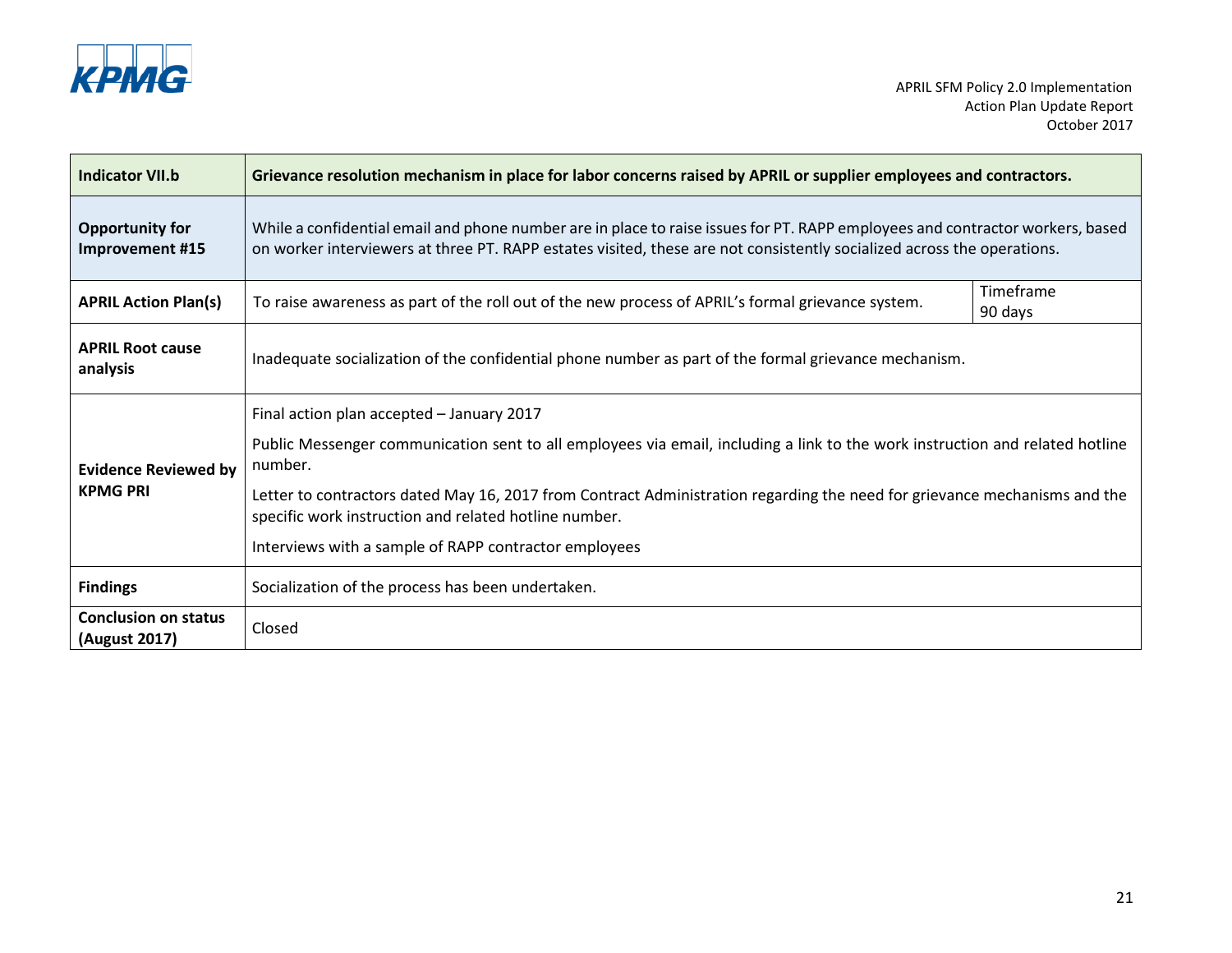| Indicator VII.b | Grievance resolution mechanism in place for labor concerns raised by APRIL or supplier employees and contractors. | |
|---|---|---|
| **Opportunity for Improvement #15** | While a confidential email and phone number are in place to raise issues for PT. RAPP employees and contractor workers, based on worker interviewers at three PT. RAPP estates visited, these are not consistently socialized across the operations. | |
| **APRIL Action Plan(s)** | To raise awareness as part of the roll out of the new process of APRIL's formal grievance system. | Timeframe 90 days |
| **APRIL Root cause analysis** | Inadequate socialization of the confidential phone number as part of the formal grievance mechanism. | |
| **Evidence Reviewed by KPMG PRI** | Final action plan accepted – January 2017<br><br>Public Messenger communication sent to all employees via email, including a link to the work instruction and related hotline number.<br><br>Letter to contractors dated May 16, 2017 from Contract Administration regarding the need for grievance mechanisms and the specific work instruction and related hotline number.<br><br>Interviews with a sample of RAPP contractor employees | |
| **Findings** | Socialization of the process has been undertaken. | |
| **Conclusion on status (August 2017)** | Closed | |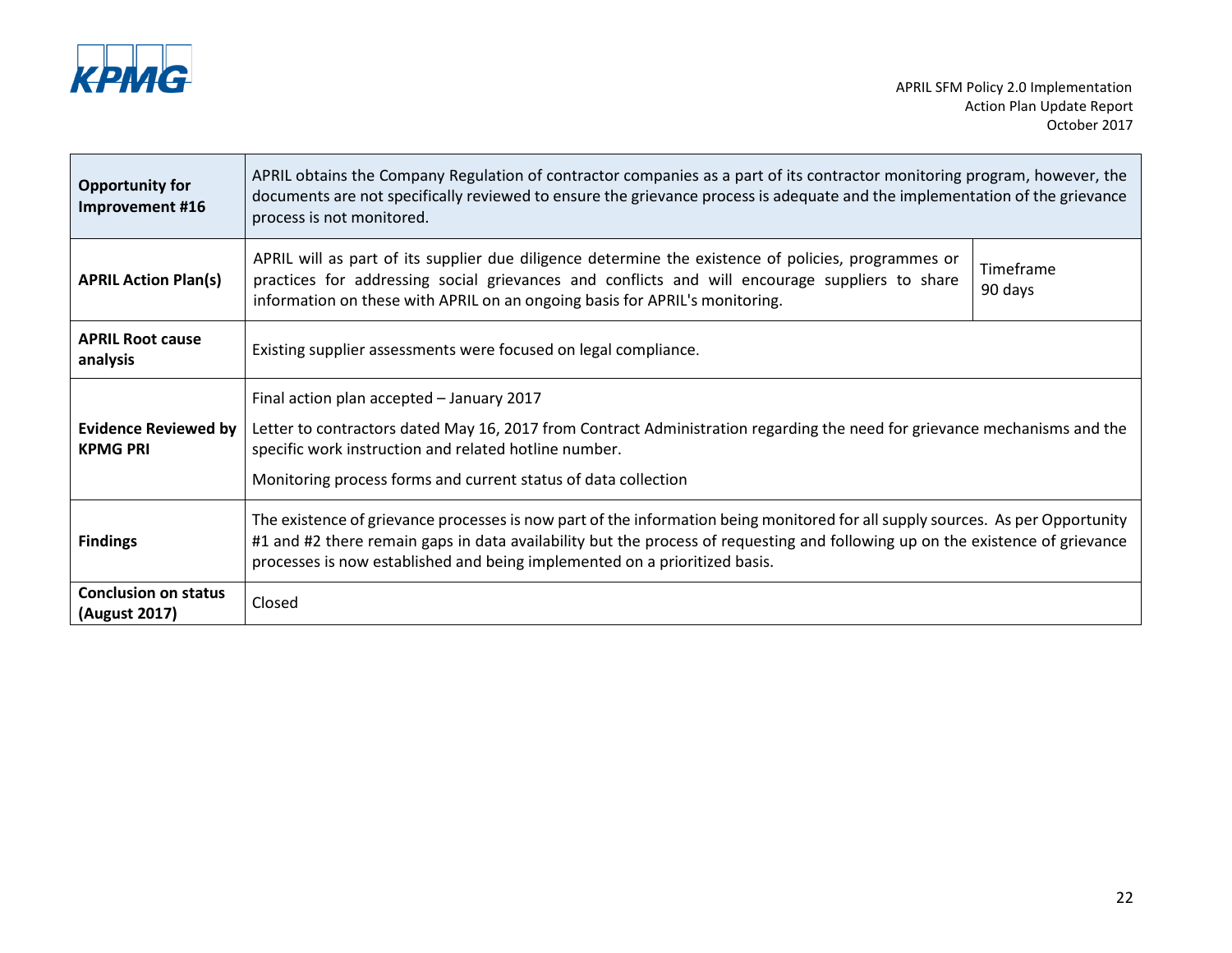| | | |
|---|---|---|
| **Opportunity for Improvement #16** | APRIL obtains the Company Regulation of contractor companies as a part of its contractor monitoring program, however, the documents are not specifically reviewed to ensure the grievance process is adequate and the implementation of the grievance process is not monitored. | |
| **APRIL Action Plan(s)** | APRIL will as part of its supplier due diligence determine the existence of policies, programmes or practices for addressing social grievances and conflicts and will encourage suppliers to share information on these with APRIL on an ongoing basis for APRIL's monitoring. | Timeframe 90 days |
| **APRIL Root cause analysis** | Existing supplier assessments were focused on legal compliance. | |
| **Evidence Reviewed by KPMG PRI** | Final action plan accepted – January 2017<br><br>Letter to contractors dated May 16, 2017 from Contract Administration regarding the need for grievance mechanisms and the specific work instruction and related hotline number.<br><br>Monitoring process forms and current status of data collection | |
| **Findings** | The existence of grievance processes is now part of the information being monitored for all supply sources. As per Opportunity #1 and #2 there remain gaps in data availability but the process of requesting and following up on the existence of grievance processes is now established and being implemented on a prioritized basis. | |
| **Conclusion on status (August 2017)** | Closed | |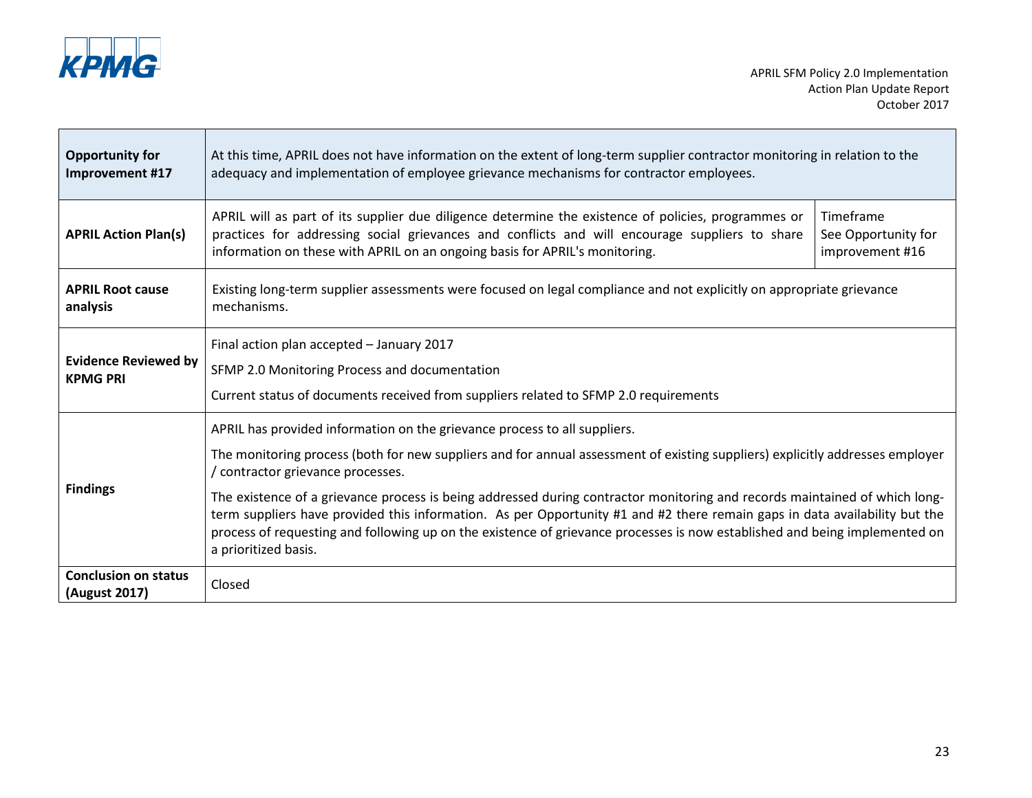| | | |
|---|---|---|
| **Opportunity for Improvement #17** | At this time, APRIL does not have information on the extent of long-term supplier contractor monitoring in relation to the adequacy and implementation of employee grievance mechanisms for contractor employees. | |
| **APRIL Action Plan(s)** | APRIL will as part of its supplier due diligence determine the existence of policies, programmes or practices for addressing social grievances and conflicts and will encourage suppliers to share information on these with APRIL on an ongoing basis for APRIL's monitoring. | Timeframe<br>See Opportunity for improvement #16 |
| **APRIL Root cause analysis** | Existing long-term supplier assessments were focused on legal compliance and not explicitly on appropriate grievance mechanisms. | |
| **Evidence Reviewed by KPMG PRI** | Final action plan accepted – January 2017<br><br>SFMP 2.0 Monitoring Process and documentation<br><br>Current status of documents received from suppliers related to SFMP 2.0 requirements | |
| **Findings** | APRIL has provided information on the grievance process to all suppliers.<br><br>The monitoring process (both for new suppliers and for annual assessment of existing suppliers) explicitly addresses employer / contractor grievance processes.<br><br>The existence of a grievance process is being addressed during contractor monitoring and records maintained of which long-term suppliers have provided this information. As per Opportunity #1 and #2 there remain gaps in data availability but the process of requesting and following up on the existence of grievance processes is now established and being implemented on a prioritized basis. | |
| **Conclusion on status (August 2017)** | Closed | |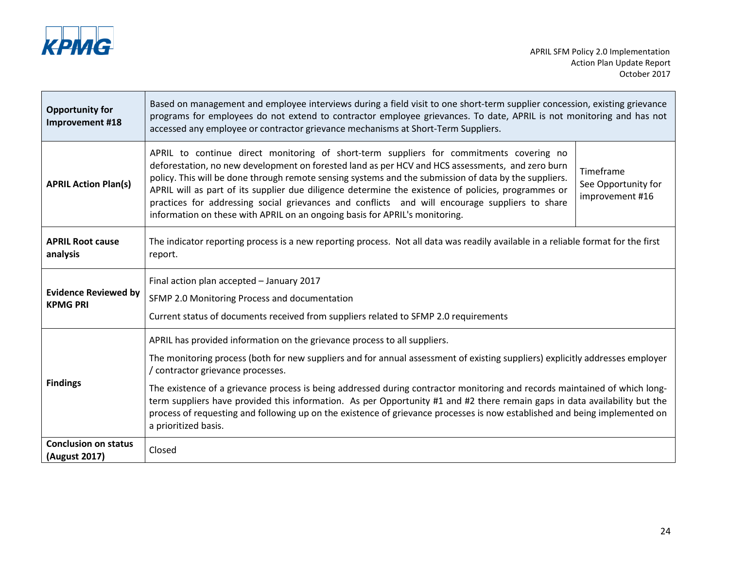| | | |
|---|---|---|
| **Opportunity for Improvement #18** | Based on management and employee interviews during a field visit to one short-term supplier concession, existing grievance programs for employees do not extend to contractor employee grievances. To date, APRIL is not monitoring and has not accessed any employee or contractor grievance mechanisms at Short-Term Suppliers. | |
| **APRIL Action Plan(s)** | APRIL to continue direct monitoring of short-term suppliers for commitments covering no deforestation, no new development on forested land as per HCV and HCS assessments, and zero burn policy. This will be done through remote sensing systems and the submission of data by the suppliers. APRIL will as part of its supplier due diligence determine the existence of policies, programmes or practices for addressing social grievances and conflicts and will encourage suppliers to share information on these with APRIL on an ongoing basis for APRIL's monitoring. | Timeframe See Opportunity for improvement #16 |
| **APRIL Root cause analysis** | The indicator reporting process is a new reporting process. Not all data was readily available in a reliable format for the first report. | |
| **Evidence Reviewed by KPMG PRI** | Final action plan accepted – January 2017<br><br>SFMP 2.0 Monitoring Process and documentation<br><br>Current status of documents received from suppliers related to SFMP 2.0 requirements | |
| **Findings** | APRIL has provided information on the grievance process to all suppliers.<br><br>The monitoring process (both for new suppliers and for annual assessment of existing suppliers) explicitly addresses employer / contractor grievance processes.<br><br>The existence of a grievance process is being addressed during contractor monitoring and records maintained of which long-term suppliers have provided this information. As per Opportunity #1 and #2 there remain gaps in data availability but the process of requesting and following up on the existence of grievance processes is now established and being implemented on a prioritized basis. | |
| **Conclusion on status (August 2017)** | Closed | |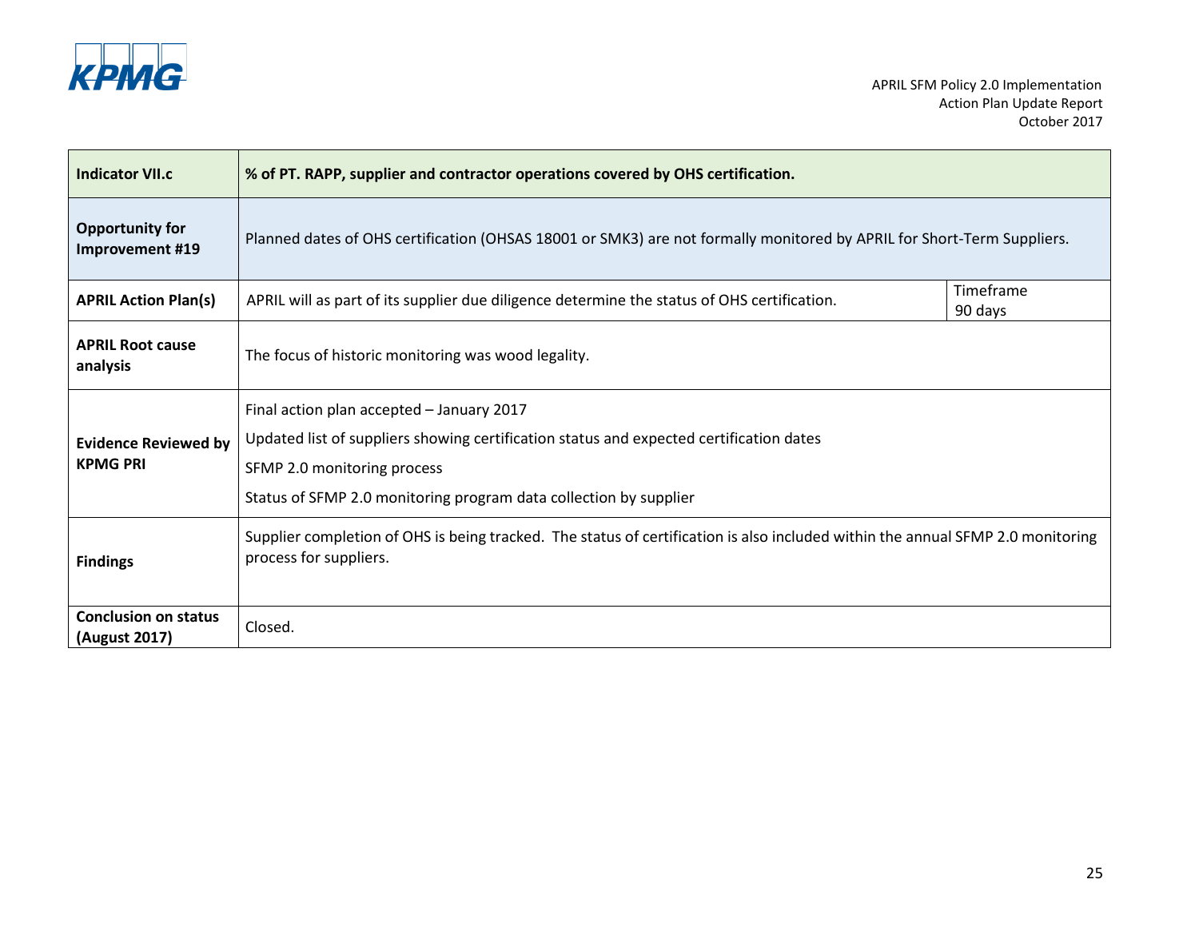| Indicator VII.c | % of PT. RAPP, supplier and contractor operations covered by OHS certification. | |
|---|---|---|
| **Opportunity for Improvement #19** | Planned dates of OHS certification (OHSAS 18001 or SMK3) are not formally monitored by APRIL for Short-Term Suppliers. | |
| **APRIL Action Plan(s)** | APRIL will as part of its supplier due diligence determine the status of OHS certification. | Timeframe<br>90 days |
| **APRIL Root cause analysis** | The focus of historic monitoring was wood legality. | |
| **Evidence Reviewed by KPMG PRI** | Final action plan accepted – January 2017<br>Updated list of suppliers showing certification status and expected certification dates<br>SFMP 2.0 monitoring process<br>Status of SFMP 2.0 monitoring program data collection by supplier | |
| **Findings** | Supplier completion of OHS is being tracked. The status of certification is also included within the annual SFMP 2.0 monitoring process for suppliers. | |
| **Conclusion on status (August 2017)** | Closed. | |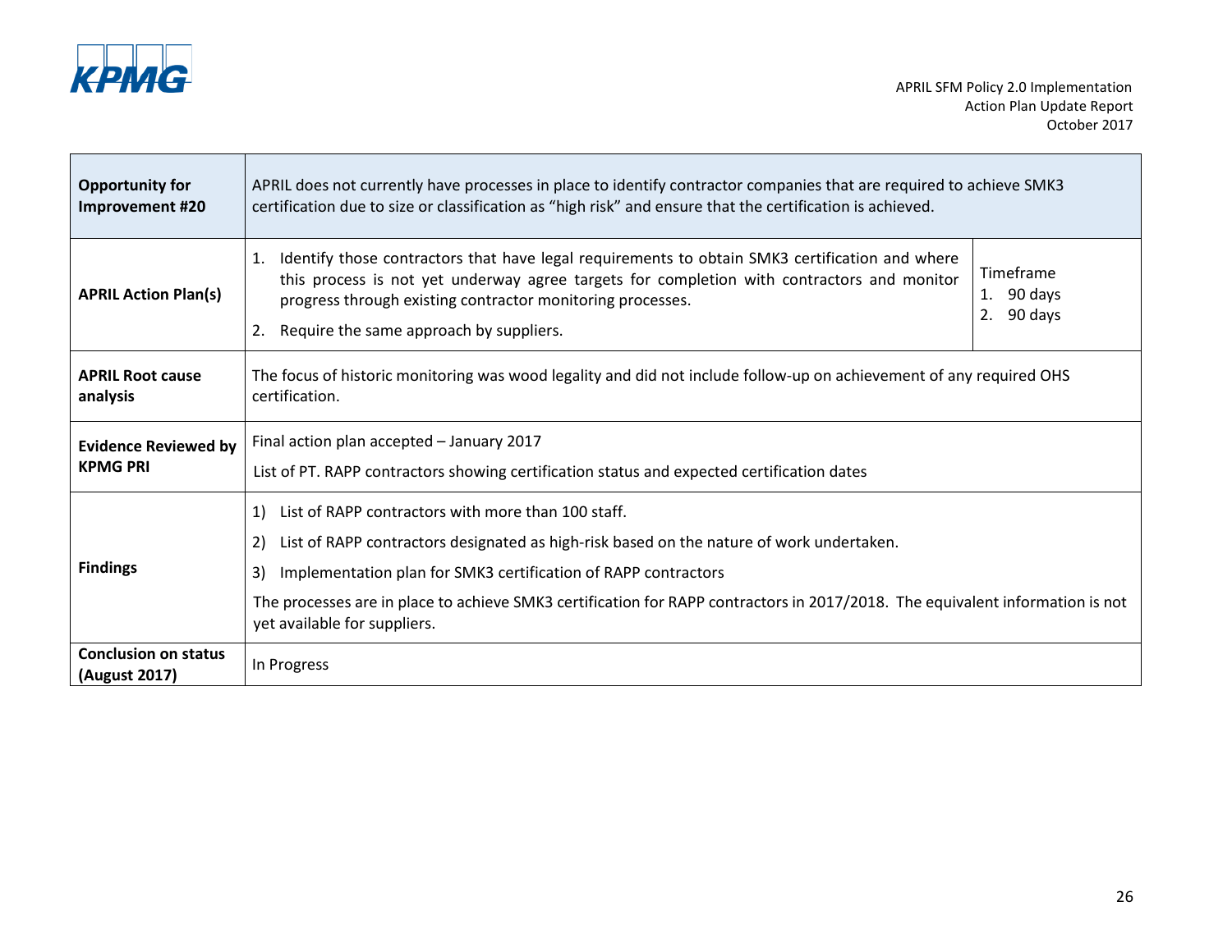| Opportunity for Improvement #20 | APRIL does not currently have processes in place to identify contractor companies that are required to achieve SMK3 certification due to size or classification as "high risk" and ensure that the certification is achieved. | |
|---|---|---|
| **APRIL Action Plan(s)** | 1. Identify those contractors that have legal requirements to obtain SMK3 certification and where this process is not yet underway agree targets for completion with contractors and monitor progress through existing contractor monitoring processes.<br>2. Require the same approach by suppliers. | Timeframe<br>1. 90 days<br>2. 90 days |
| **APRIL Root cause analysis** | The focus of historic monitoring was wood legality and did not include follow-up on achievement of any required OHS certification. | |
| **Evidence Reviewed by KPMG PRI** | Final action plan accepted – January 2017<br>List of PT. RAPP contractors showing certification status and expected certification dates | |
| **Findings** | 1) List of RAPP contractors with more than 100 staff.<br>2) List of RAPP contractors designated as high-risk based on the nature of work undertaken.<br>3) Implementation plan for SMK3 certification of RAPP contractors<br>The processes are in place to achieve SMK3 certification for RAPP contractors in 2017/2018. The equivalent information is not yet available for suppliers. | |
| **Conclusion on status (August 2017)** | In Progress | |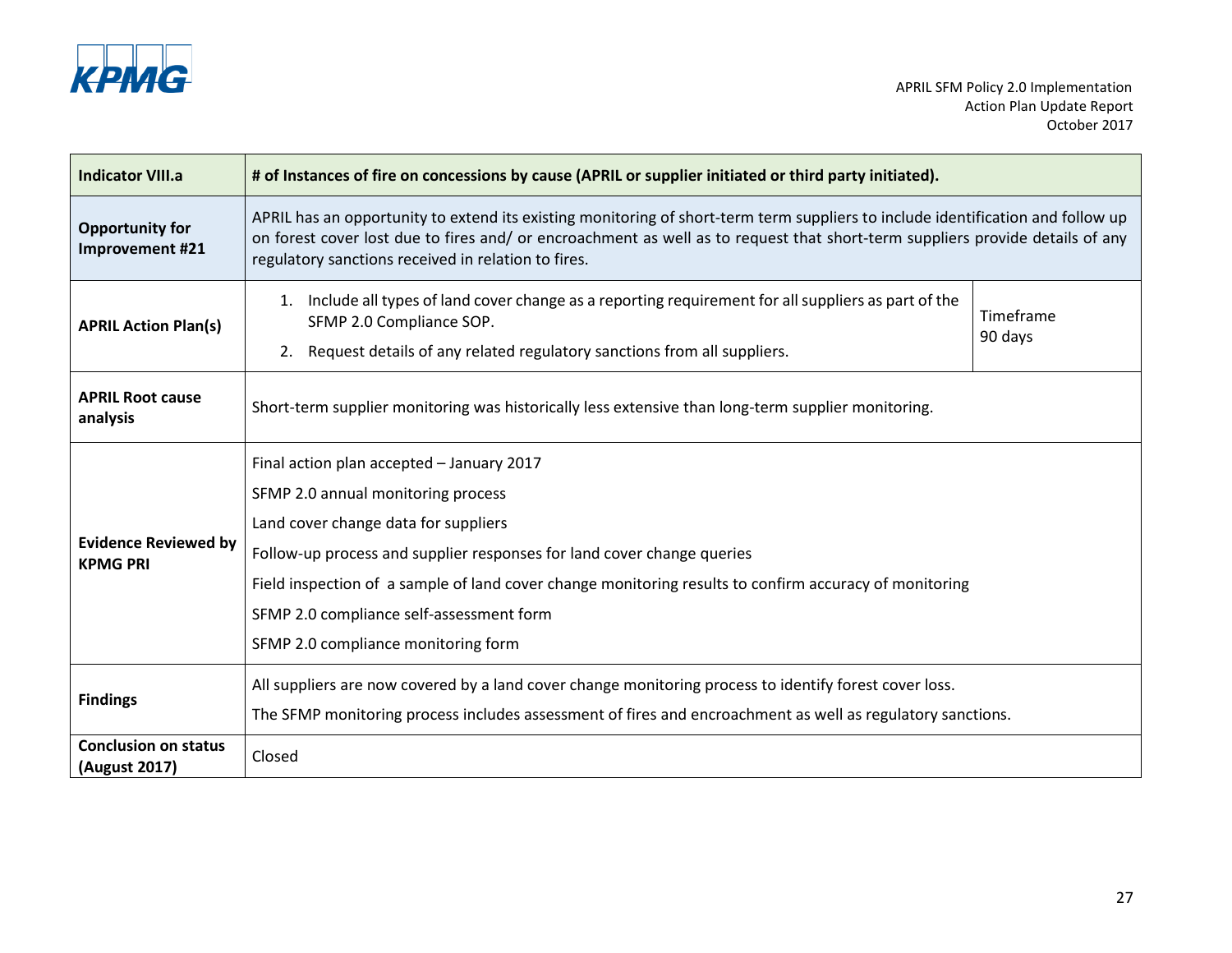| Indicator VIII.a | # of Instances of fire on concessions by cause (APRIL or supplier initiated or third party initiated). | |
|---|---|---|
| **Opportunity for Improvement #21** | APRIL has an opportunity to extend its existing monitoring of short-term term suppliers to include identification and follow up on forest cover lost due to fires and/ or encroachment as well as to request that short-term suppliers provide details of any regulatory sanctions received in relation to fires. | |
| **APRIL Action Plan(s)** | 1. Include all types of land cover change as a reporting requirement for all suppliers as part of the SFMP 2.0 Compliance SOP.<br>2. Request details of any related regulatory sanctions from all suppliers. | Timeframe 90 days |
| **APRIL Root cause analysis** | Short-term supplier monitoring was historically less extensive than long-term supplier monitoring. | |
| **Evidence Reviewed by KPMG PRI** | Final action plan accepted – January 2017<br>SFMP 2.0 annual monitoring process<br>Land cover change data for suppliers<br>Follow-up process and supplier responses for land cover change queries<br>Field inspection of a sample of land cover change monitoring results to confirm accuracy of monitoring<br>SFMP 2.0 compliance self-assessment form<br>SFMP 2.0 compliance monitoring form | |
| **Findings** | All suppliers are now covered by a land cover change monitoring process to identify forest cover loss.<br>The SFMP monitoring process includes assessment of fires and encroachment as well as regulatory sanctions. | |
| **Conclusion on status (August 2017)** | Closed | |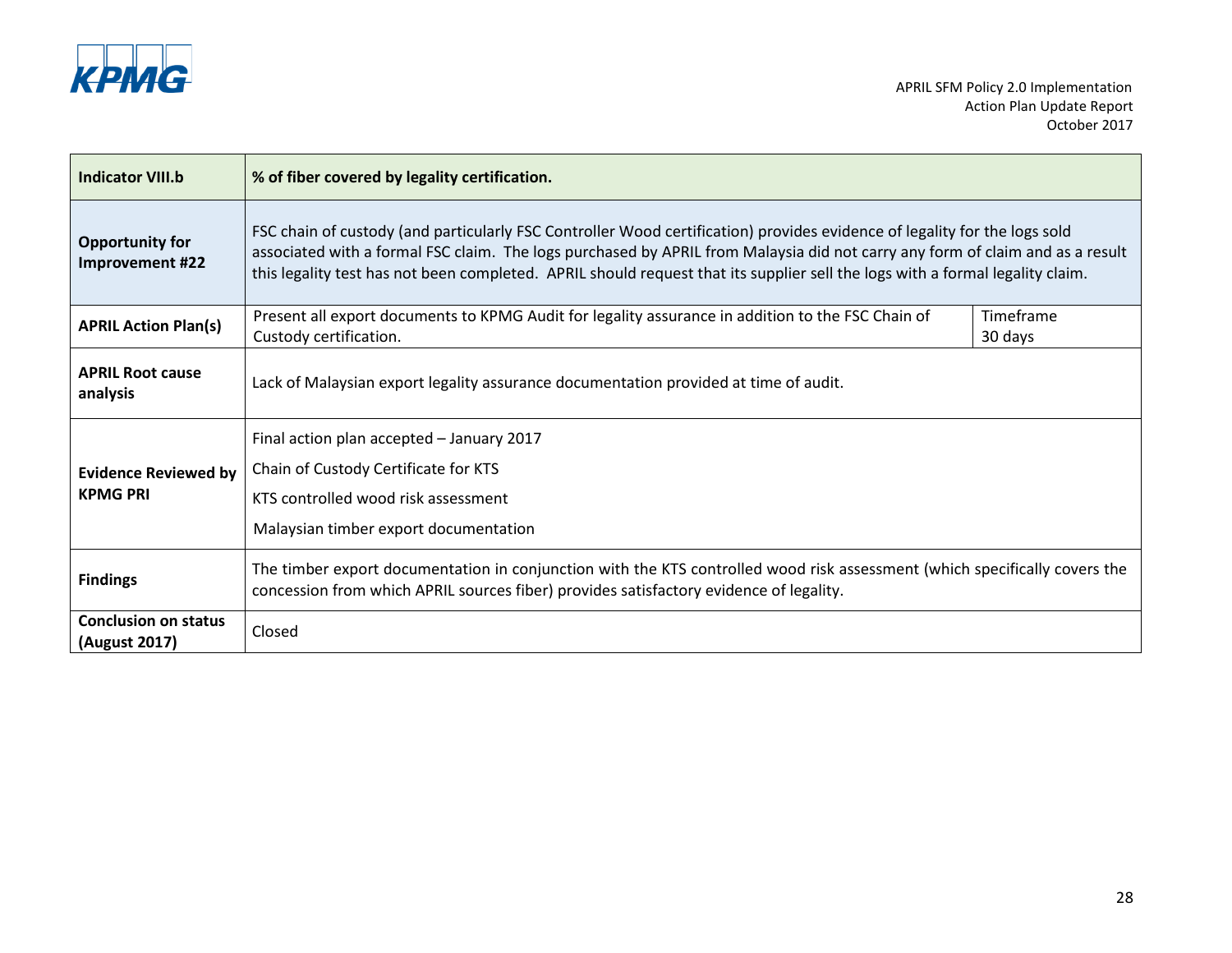| Indicator VIII.b | % of fiber covered by legality certification. | |
|---|---|---|
| **Opportunity for Improvement #22** | FSC chain of custody (and particularly FSC Controller Wood certification) provides evidence of legality for the logs sold associated with a formal FSC claim. The logs purchased by APRIL from Malaysia did not carry any form of claim and as a result this legality test has not been completed. APRIL should request that its supplier sell the logs with a formal legality claim. | |
| **APRIL Action Plan(s)** | Present all export documents to KPMG Audit for legality assurance in addition to the FSC Chain of Custody certification. | Timeframe 30 days |
| **APRIL Root cause analysis** | Lack of Malaysian export legality assurance documentation provided at time of audit. | |
| **Evidence Reviewed by KPMG PRI** | Final action plan accepted – January 2017<br>Chain of Custody Certificate for KTS<br>KTS controlled wood risk assessment<br>Malaysian timber export documentation | |
| **Findings** | The timber export documentation in conjunction with the KTS controlled wood risk assessment (which specifically covers the concession from which APRIL sources fiber) provides satisfactory evidence of legality. | |
| **Conclusion on status (August 2017)** | Closed | |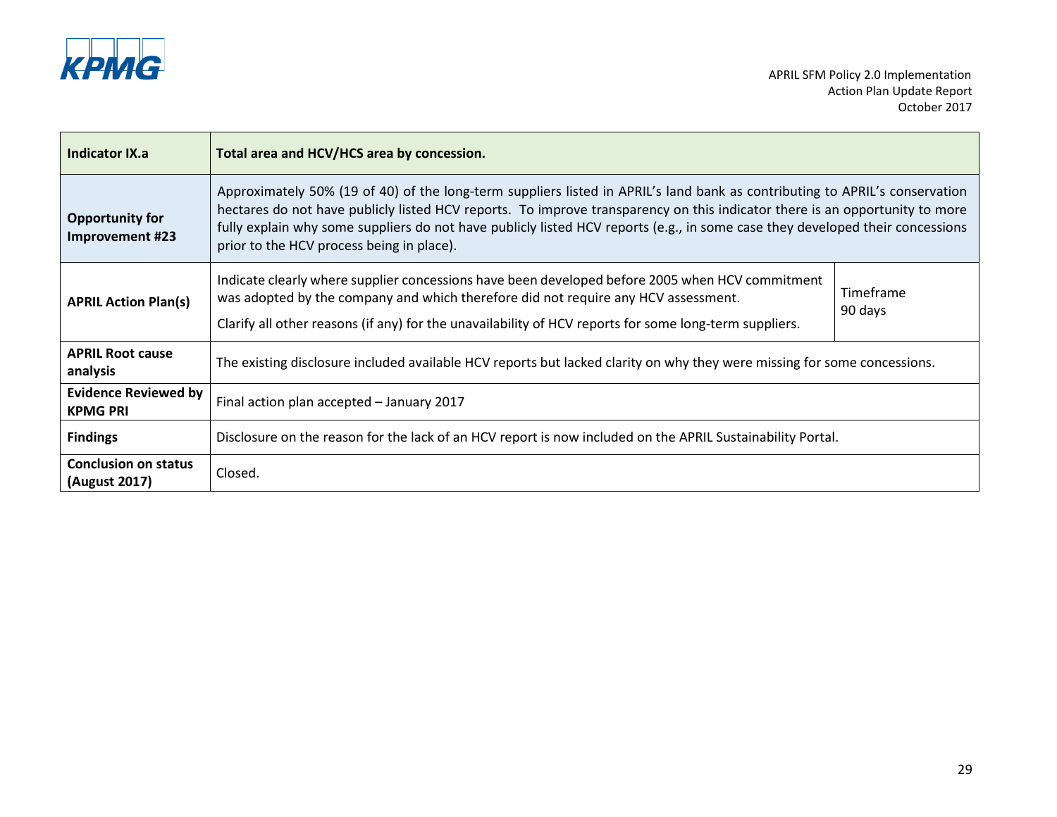| Indicator IX.a | Total area and HCV/HCS area by concession. | |
|---|---|---|
| **Opportunity for Improvement #23** | Approximately 50% (19 of 40) of the long-term suppliers listed in APRIL's land bank as contributing to APRIL's conservation hectares do not have publicly listed HCV reports. To improve transparency on this indicator there is an opportunity to more fully explain why some suppliers do not have publicly listed HCV reports (e.g., in some case they developed their concessions prior to the HCV process being in place). | |
| **APRIL Action Plan(s)** | Indicate clearly where supplier concessions have been developed before 2005 when HCV commitment was adopted by the company and which therefore did not require any HCV assessment.<br><br>Clarify all other reasons (if any) for the unavailability of HCV reports for some long-term suppliers. | Timeframe 90 days |
| **APRIL Root cause analysis** | The existing disclosure included available HCV reports but lacked clarity on why they were missing for some concessions. | |
| **Evidence Reviewed by KPMG PRI** | Final action plan accepted – January 2017 | |
| **Findings** | Disclosure on the reason for the lack of an HCV report is now included on the APRIL Sustainability Portal. | |
| **Conclusion on status (August 2017)** | Closed. | |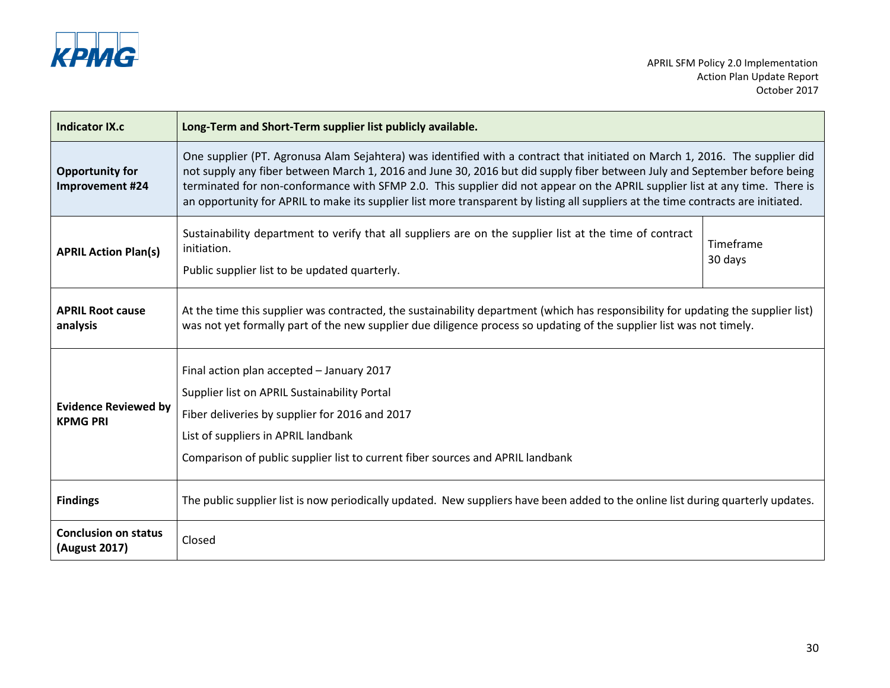| Indicator IX.c | Long-Term and Short-Term supplier list publicly available. | |
|---|---|---|
| **Opportunity for Improvement #24** | One supplier (PT. Agronusa Alam Sejahtera) was identified with a contract that initiated on March 1, 2016. The supplier did not supply any fiber between March 1, 2016 and June 30, 2016 but did supply fiber between July and September before being terminated for non-conformance with SFMP 2.0. This supplier did not appear on the APRIL supplier list at any time. There is an opportunity for APRIL to make its supplier list more transparent by listing all suppliers at the time contracts are initiated. | |
| **APRIL Action Plan(s)** | Sustainability department to verify that all suppliers are on the supplier list at the time of contract initiation.<br><br>Public supplier list to be updated quarterly. | Timeframe<br>30 days |
| **APRIL Root cause analysis** | At the time this supplier was contracted, the sustainability department (which has responsibility for updating the supplier list) was not yet formally part of the new supplier due diligence process so updating of the supplier list was not timely. | |
| **Evidence Reviewed by KPMG PRI** | Final action plan accepted – January 2017<br><br>Supplier list on APRIL Sustainability Portal<br><br>Fiber deliveries by supplier for 2016 and 2017<br><br>List of suppliers in APRIL landbank<br><br>Comparison of public supplier list to current fiber sources and APRIL landbank | |
| **Findings** | The public supplier list is now periodically updated. New suppliers have been added to the online list during quarterly updates. | |
| **Conclusion on status (August 2017)** | Closed | |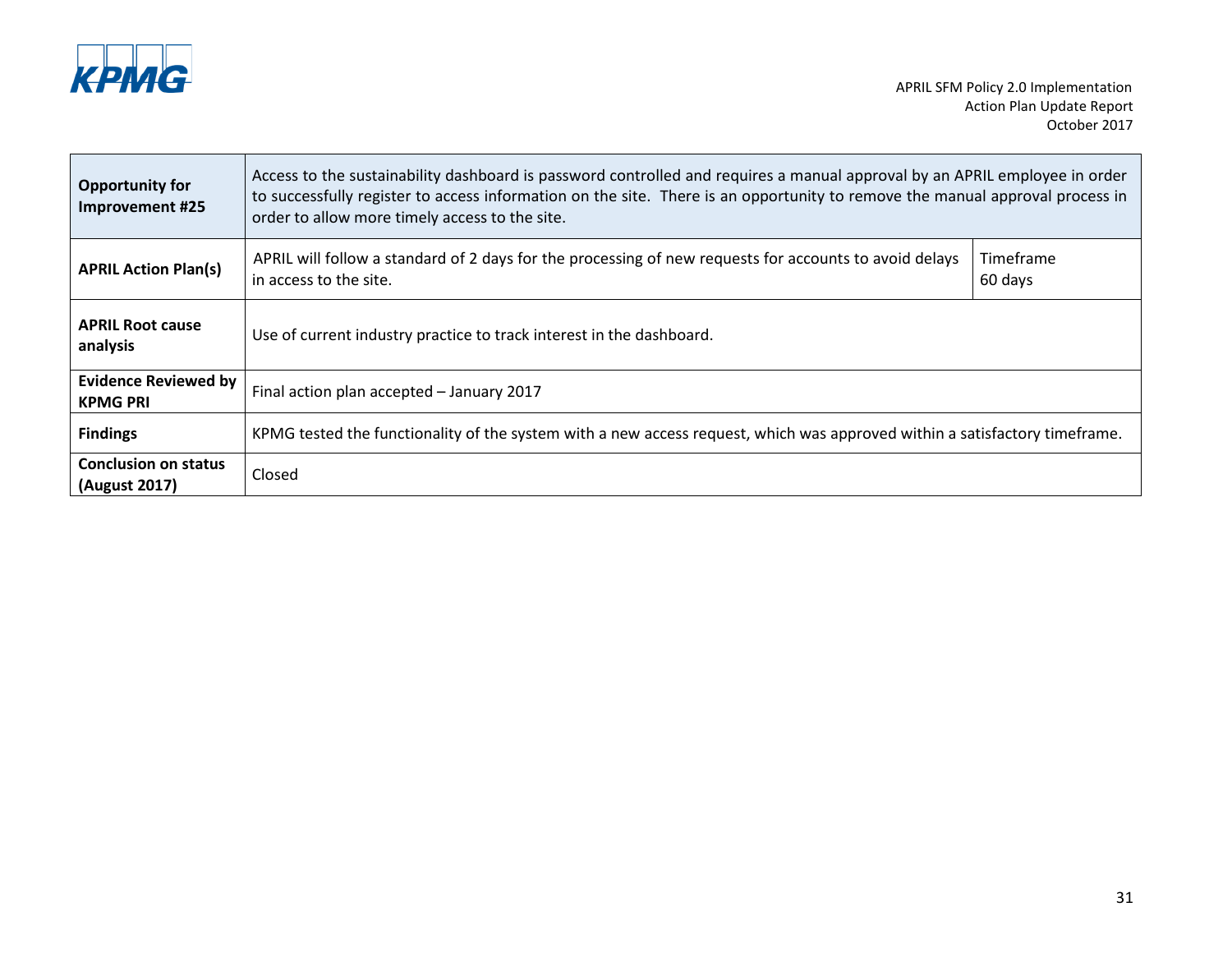| Opportunity for Improvement #25 | Access to the sustainability dashboard is password controlled and requires a manual approval by an APRIL employee in order to successfully register to access information on the site. There is an opportunity to remove the manual approval process in order to allow more timely access to the site. | |
|---|---|---|
| **APRIL Action Plan(s)** | APRIL will follow a standard of 2 days for the processing of new requests for accounts to avoid delays in access to the site. | Timeframe 60 days |
| **APRIL Root cause analysis** | Use of current industry practice to track interest in the dashboard. | |
| **Evidence Reviewed by KPMG PRI** | Final action plan accepted – January 2017 | |
| **Findings** | KPMG tested the functionality of the system with a new access request, which was approved within a satisfactory timeframe. | |
| **Conclusion on status (August 2017)** | Closed | |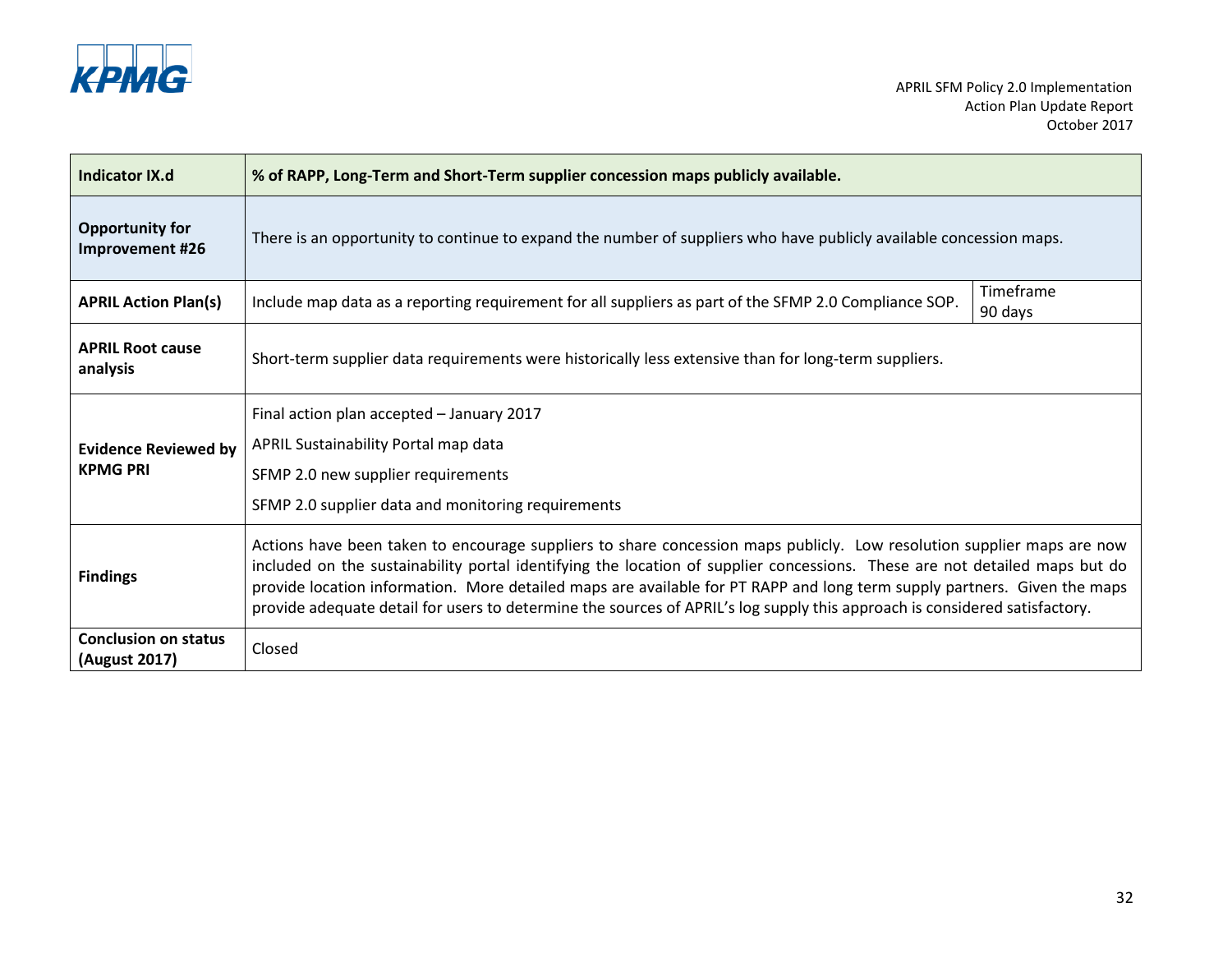| Indicator IX.d | % of RAPP, Long-Term and Short-Term supplier concession maps publicly available. | |
|---|---|---|
| **Opportunity for Improvement #26** | There is an opportunity to continue to expand the number of suppliers who have publicly available concession maps. | |
| **APRIL Action Plan(s)** | Include map data as a reporting requirement for all suppliers as part of the SFMP 2.0 Compliance SOP. | Timeframe 90 days |
| **APRIL Root cause analysis** | Short-term supplier data requirements were historically less extensive than for long-term suppliers. | |
| **Evidence Reviewed by KPMG PRI** | Final action plan accepted – January 2017<br>APRIL Sustainability Portal map data<br>SFMP 2.0 new supplier requirements<br>SFMP 2.0 supplier data and monitoring requirements | |
| **Findings** | Actions have been taken to encourage suppliers to share concession maps publicly. Low resolution supplier maps are now included on the sustainability portal identifying the location of supplier concessions. These are not detailed maps but do provide location information. More detailed maps are available for PT RAPP and long term supply partners. Given the maps provide adequate detail for users to determine the sources of APRIL's log supply this approach is considered satisfactory. | |
| **Conclusion on status (August 2017)** | Closed | |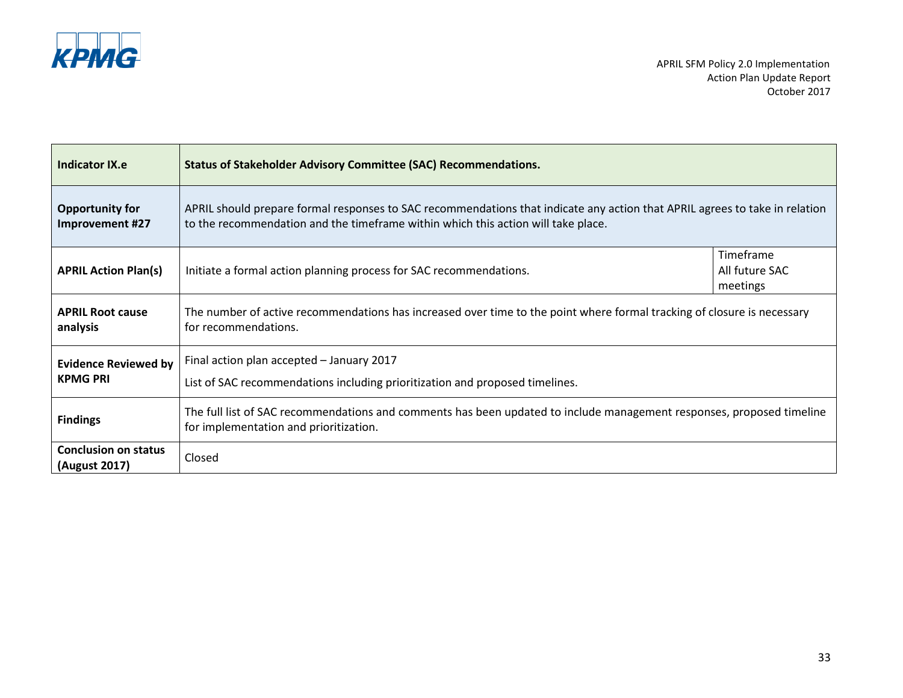| Indicator IX.e | Status of Stakeholder Advisory Committee (SAC) Recommendations. | |
|---|---|---|
| **Opportunity for Improvement #27** | APRIL should prepare formal responses to SAC recommendations that indicate any action that APRIL agrees to take in relation to the recommendation and the timeframe within which this action will take place. | |
| **APRIL Action Plan(s)** | Initiate a formal action planning process for SAC recommendations. | Timeframe All future SAC meetings |
| **APRIL Root cause analysis** | The number of active recommendations has increased over time to the point where formal tracking of closure is necessary for recommendations. | |
| **Evidence Reviewed by KPMG PRI** | Final action plan accepted – January 2017<br><br>List of SAC recommendations including prioritization and proposed timelines. | |
| **Findings** | The full list of SAC recommendations and comments has been updated to include management responses, proposed timeline for implementation and prioritization. | |
| **Conclusion on status (August 2017)** | Closed | |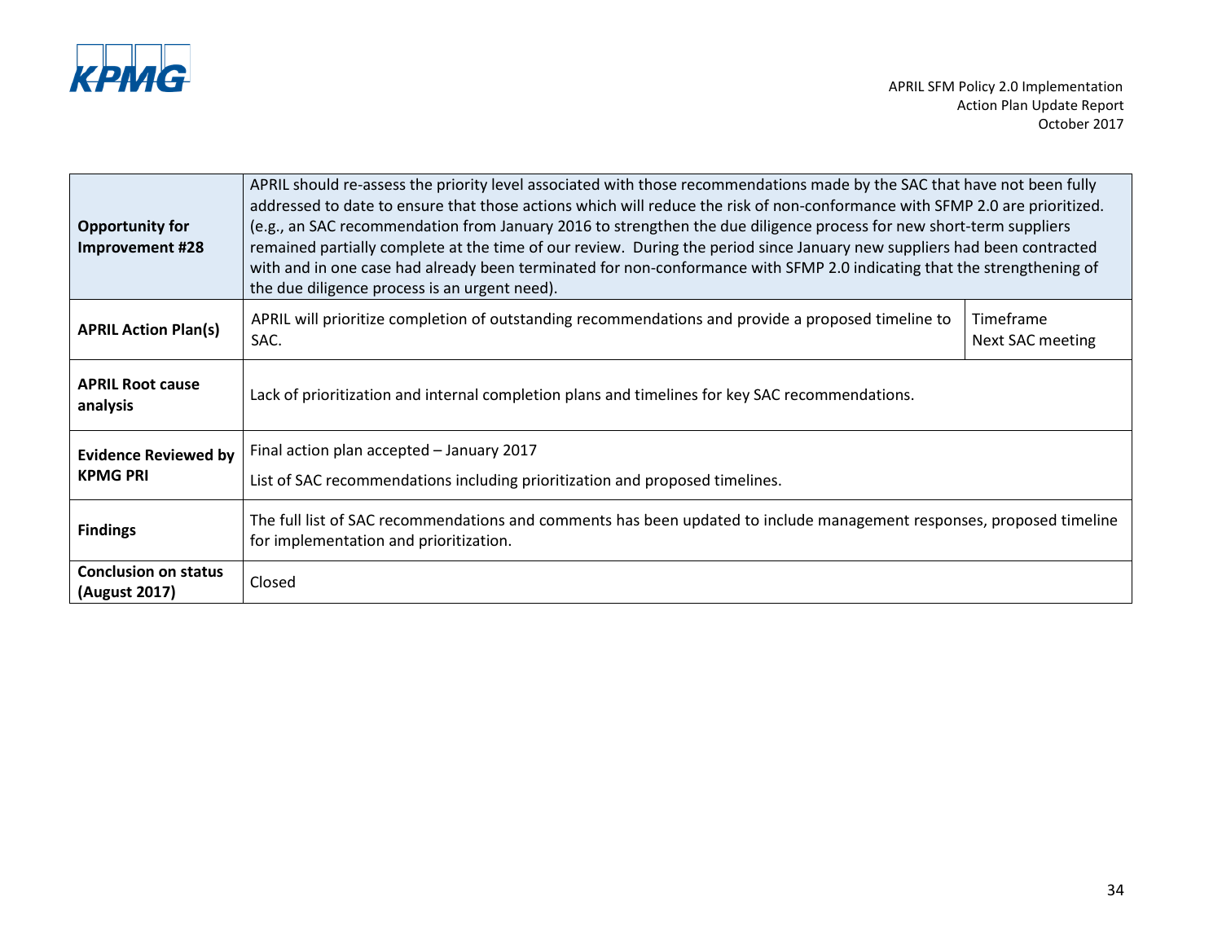| | | |
|---|---|---|
| **Opportunity for Improvement #28** | APRIL should re-assess the priority level associated with those recommendations made by the SAC that have not been fully addressed to date to ensure that those actions which will reduce the risk of non-conformance with SFMP 2.0 are prioritized. (e.g., an SAC recommendation from January 2016 to strengthen the due diligence process for new short-term suppliers remained partially complete at the time of our review. During the period since January new suppliers had been contracted with and in one case had already been terminated for non-conformance with SFMP 2.0 indicating that the strengthening of the due diligence process is an urgent need). | |
| **APRIL Action Plan(s)** | APRIL will prioritize completion of outstanding recommendations and provide a proposed timeline to SAC. | Timeframe<br>Next SAC meeting |
| **APRIL Root cause analysis** | Lack of prioritization and internal completion plans and timelines for key SAC recommendations. | |
| **Evidence Reviewed by KPMG PRI** | Final action plan accepted – January 2017<br>List of SAC recommendations including prioritization and proposed timelines. | |
| **Findings** | The full list of SAC recommendations and comments has been updated to include management responses, proposed timeline for implementation and prioritization. | |
| **Conclusion on status (August 2017)** | Closed | |